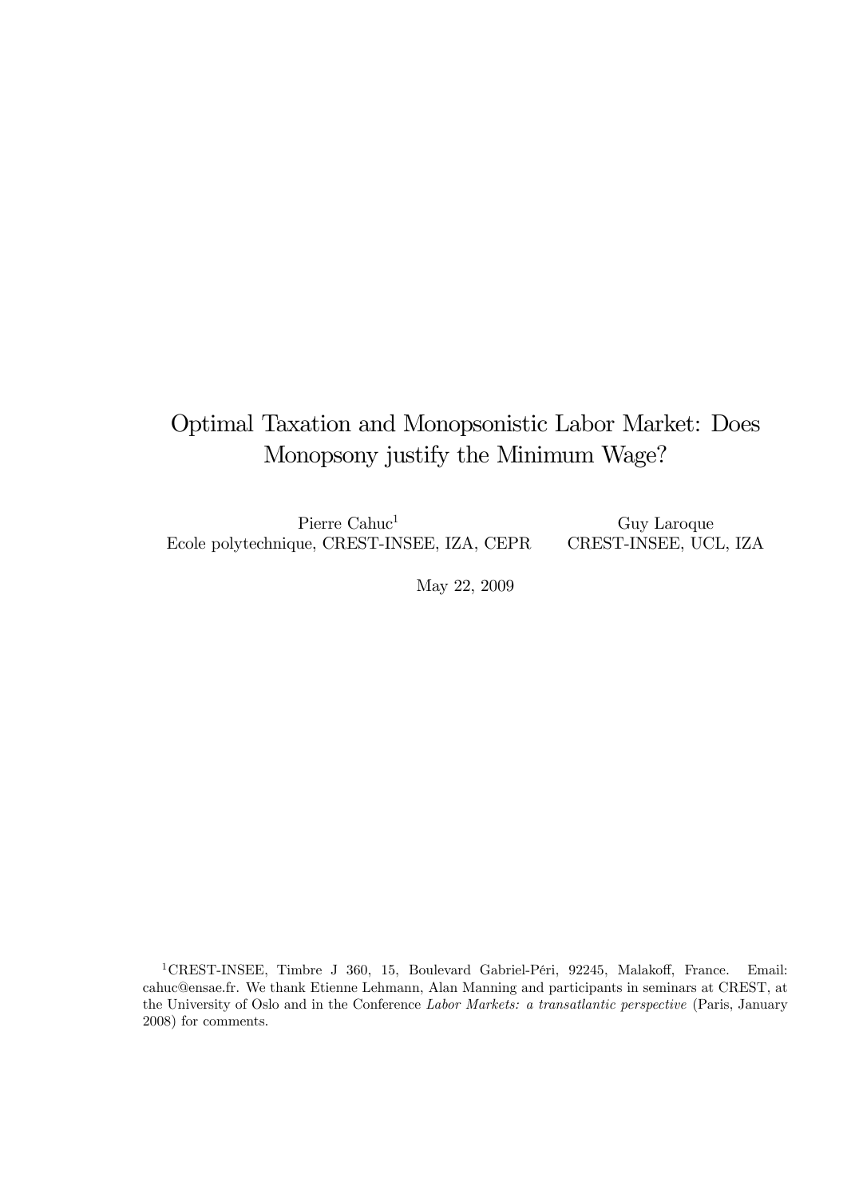# Optimal Taxation and Monopsonistic Labor Market: Does Monopsony justify the Minimum Wage?

Pierre Cahuc[1]
Ecole polytechnique, CREST-INSEE, IZA, CEPR

Guy Laroque
CREST-INSEE, UCL, IZA

May 22, 2009

[1] CREST-INSEE, Timbre J 360, 15, Boulevard Gabriel-Péri, 92245, Malakoff, France. Email: cahuc@ensae.fr. We thank Etienne Lehmann, Alan Manning and participants in seminars at CREST, at the University of Oslo and in the Conference *Labor Markets: a transatlantic perspective* (Paris, January 2008) for comments.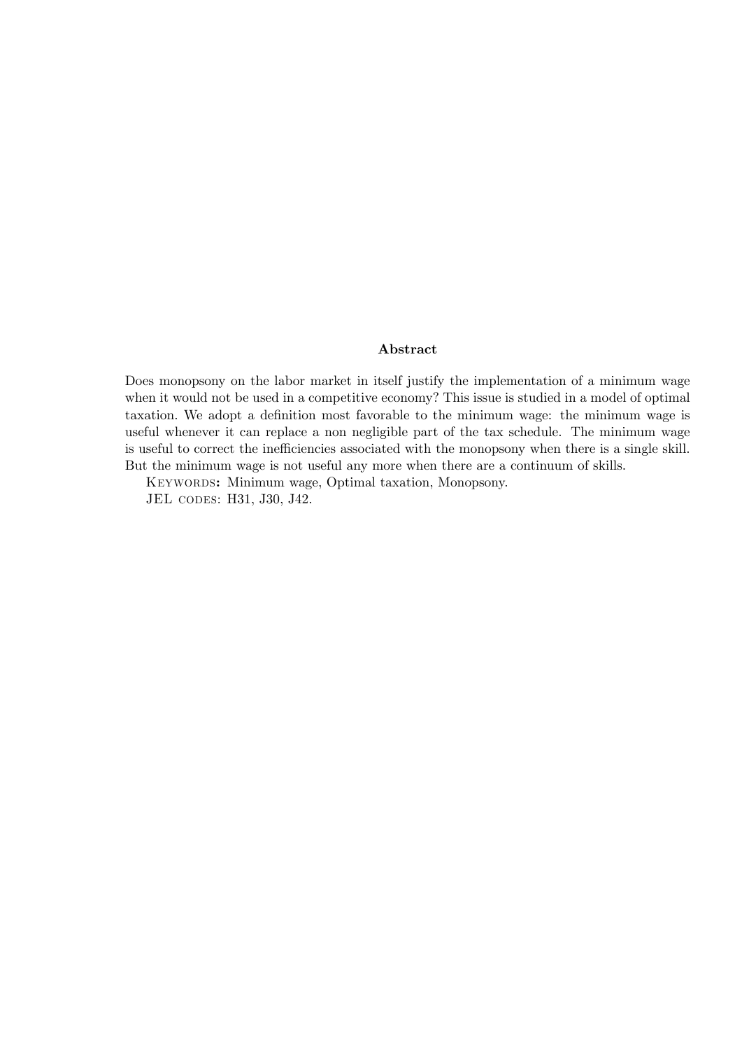## Abstract

Does monopsony on the labor market in itself justify the implementation of a minimum wage when it would not be used in a competitive economy? This issue is studied in a model of optimal taxation. We adopt a definition most favorable to the minimum wage: the minimum wage is useful whenever it can replace a non negligible part of the tax schedule. The minimum wage is useful to correct the inefficiencies associated with the monopsony when there is a single skill. But the minimum wage is not useful any more when there are a continuum of skills.

KEYWORDS**:** Minimum wage, Optimal taxation, Monopsony.

JEL CODES: H31, J30, J42.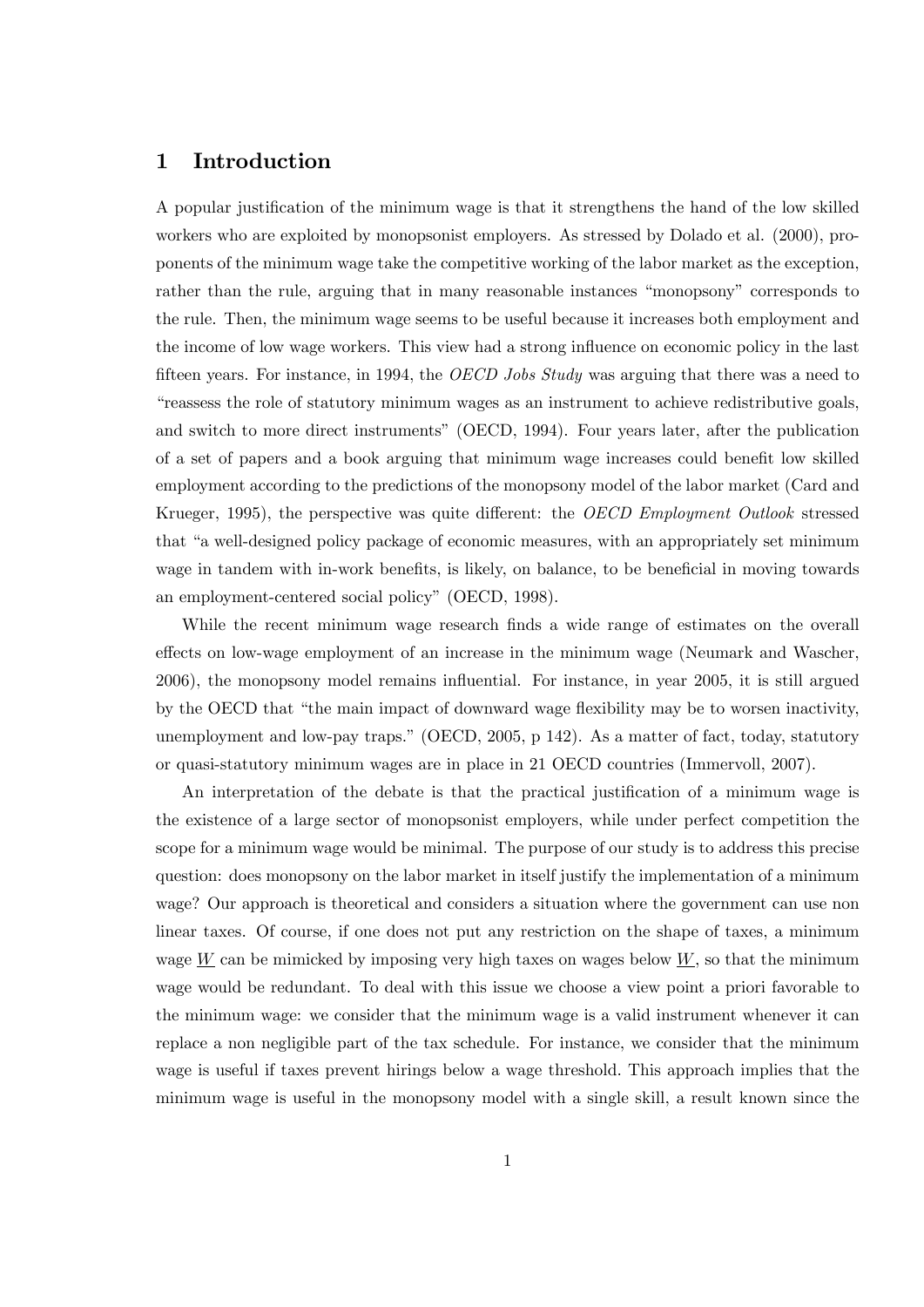# 1 Introduction

A popular justification of the minimum wage is that it strengthens the hand of the low skilled workers who are exploited by monopsonist employers. As stressed by Dolado et al. (2000), proponents of the minimum wage take the competitive working of the labor market as the exception, rather than the rule, arguing that in many reasonable instances "monopsony" corresponds to the rule. Then, the minimum wage seems to be useful because it increases both employment and the income of low wage workers. This view had a strong influence on economic policy in the last fifteen years. For instance, in 1994, the *OECD Jobs Study* was arguing that there was a need to "reassess the role of statutory minimum wages as an instrument to achieve redistributive goals, and switch to more direct instruments" (OECD, 1994). Four years later, after the publication of a set of papers and a book arguing that minimum wage increases could benefit low skilled employment according to the predictions of the monopsony model of the labor market (Card and Krueger, 1995), the perspective was quite different: the *OECD Employment Outlook* stressed that "a well-designed policy package of economic measures, with an appropriately set minimum wage in tandem with in-work benefits, is likely, on balance, to be beneficial in moving towards an employment-centered social policy" (OECD, 1998).

While the recent minimum wage research finds a wide range of estimates on the overall effects on low-wage employment of an increase in the minimum wage (Neumark and Wascher, 2006), the monopsony model remains influential. For instance, in year 2005, it is still argued by the OECD that "the main impact of downward wage flexibility may be to worsen inactivity, unemployment and low-pay traps." (OECD, 2005, p 142). As a matter of fact, today, statutory or quasi-statutory minimum wages are in place in 21 OECD countries (Immervoll, 2007).

An interpretation of the debate is that the practical justification of a minimum wage is the existence of a large sector of monopsonist employers, while under perfect competition the scope for a minimum wage would be minimal. The purpose of our study is to address this precise question: does monopsony on the labor market in itself justify the implementation of a minimum wage? Our approach is theoretical and considers a situation where the government can use non linear taxes. Of course, if one does not put any restriction on the shape of taxes, a minimum wage $\underline{W}$ can be mimicked by imposing very high taxes on wages below $\underline{W}$, so that the minimum wage would be redundant. To deal with this issue we choose a view point a priori favorable to the minimum wage: we consider that the minimum wage is a valid instrument whenever it can replace a non negligible part of the tax schedule. For instance, we consider that the minimum wage is useful if taxes prevent hirings below a wage threshold. This approach implies that the minimum wage is useful in the monopsony model with a single skill, a result known since the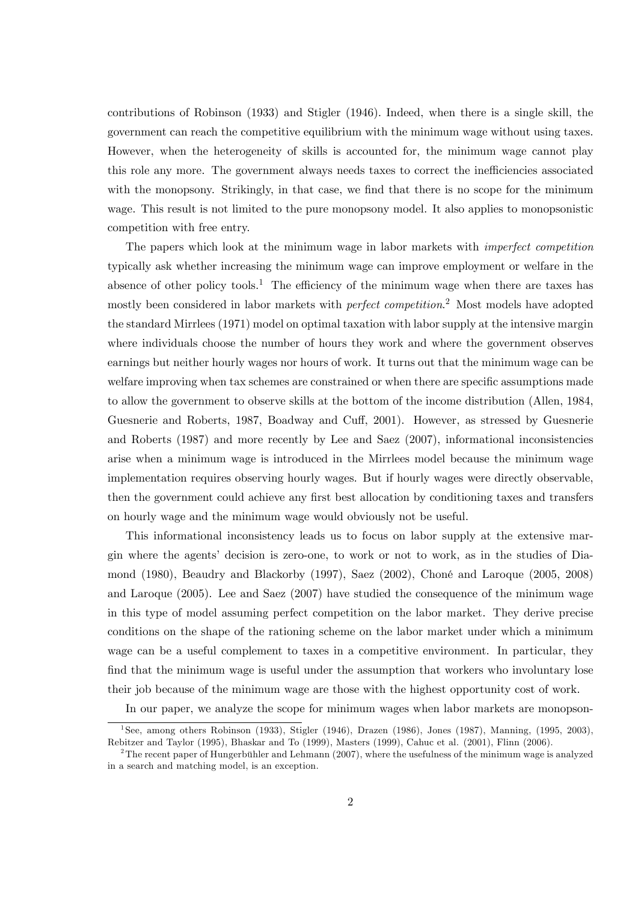contributions of Robinson (1933) and Stigler (1946). Indeed, when there is a single skill, the government can reach the competitive equilibrium with the minimum wage without using taxes. However, when the heterogeneity of skills is accounted for, the minimum wage cannot play this role any more. The government always needs taxes to correct the inefficiencies associated with the monopsony. Strikingly, in that case, we find that there is no scope for the minimum wage. This result is not limited to the pure monopsony model. It also applies to monopsonistic competition with free entry.

The papers which look at the minimum wage in labor markets with *imperfect competition* typically ask whether increasing the minimum wage can improve employment or welfare in the absence of other policy tools.[1] The efficiency of the minimum wage when there are taxes has mostly been considered in labor markets with *perfect competition*.[2] Most models have adopted the standard Mirrlees (1971) model on optimal taxation with labor supply at the intensive margin where individuals choose the number of hours they work and where the government observes earnings but neither hourly wages nor hours of work. It turns out that the minimum wage can be welfare improving when tax schemes are constrained or when there are specific assumptions made to allow the government to observe skills at the bottom of the income distribution (Allen, 1984, Guesnerie and Roberts, 1987, Boadway and Cuff, 2001). However, as stressed by Guesnerie and Roberts (1987) and more recently by Lee and Saez (2007), informational inconsistencies arise when a minimum wage is introduced in the Mirrlees model because the minimum wage implementation requires observing hourly wages. But if hourly wages were directly observable, then the government could achieve any first best allocation by conditioning taxes and transfers on hourly wage and the minimum wage would obviously not be useful.

This informational inconsistency leads us to focus on labor supply at the extensive margin where the agents' decision is zero-one, to work or not to work, as in the studies of Diamond (1980), Beaudry and Blackorby (1997), Saez (2002), Choné and Laroque (2005, 2008) and Laroque (2005). Lee and Saez (2007) have studied the consequence of the minimum wage in this type of model assuming perfect competition on the labor market. They derive precise conditions on the shape of the rationing scheme on the labor market under which a minimum wage can be a useful complement to taxes in a competitive environment. In particular, they find that the minimum wage is useful under the assumption that workers who involuntary lose their job because of the minimum wage are those with the highest opportunity cost of work.

In our paper, we analyze the scope for minimum wages when labor markets are monopson-

[1] See, among others Robinson (1933), Stigler (1946), Drazen (1986), Jones (1987), Manning, (1995, 2003), Rebitzer and Taylor (1995), Bhaskar and To (1999), Masters (1999), Cahuc et al. (2001), Flinn (2006).

[2] The recent paper of Hungerbühler and Lehmann (2007), where the usefulness of the minimum wage is analyzed in a search and matching model, is an exception.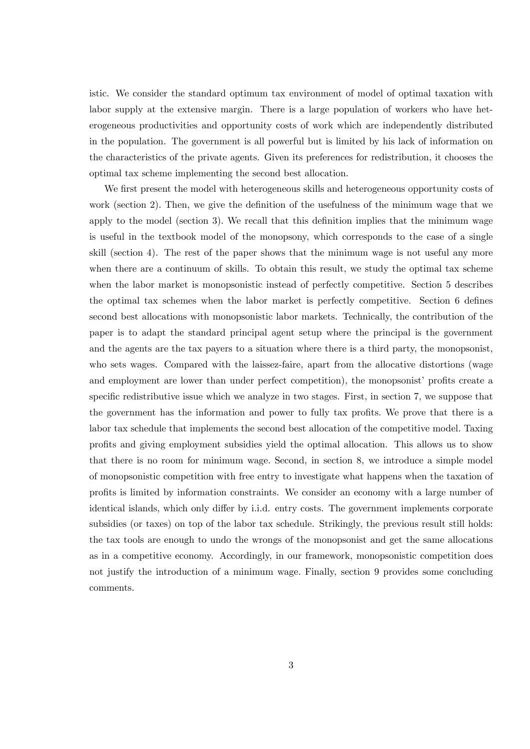istic. We consider the standard optimum tax environment of model of optimal taxation with labor supply at the extensive margin. There is a large population of workers who have heterogeneous productivities and opportunity costs of work which are independently distributed in the population. The government is all powerful but is limited by his lack of information on the characteristics of the private agents. Given its preferences for redistribution, it chooses the optimal tax scheme implementing the second best allocation.

We first present the model with heterogeneous skills and heterogeneous opportunity costs of work (section 2). Then, we give the definition of the usefulness of the minimum wage that we apply to the model (section 3). We recall that this definition implies that the minimum wage is useful in the textbook model of the monopsony, which corresponds to the case of a single skill (section 4). The rest of the paper shows that the minimum wage is not useful any more when there are a continuum of skills. To obtain this result, we study the optimal tax scheme when the labor market is monopsonistic instead of perfectly competitive. Section 5 describes the optimal tax schemes when the labor market is perfectly competitive. Section 6 defines second best allocations with monopsonistic labor markets. Technically, the contribution of the paper is to adapt the standard principal agent setup where the principal is the government and the agents are the tax payers to a situation where there is a third party, the monopsonist, who sets wages. Compared with the laissez-faire, apart from the allocative distortions (wage and employment are lower than under perfect competition), the monopsonist' profits create a specific redistributive issue which we analyze in two stages. First, in section 7, we suppose that the government has the information and power to fully tax profits. We prove that there is a labor tax schedule that implements the second best allocation of the competitive model. Taxing profits and giving employment subsidies yield the optimal allocation. This allows us to show that there is no room for minimum wage. Second, in section 8, we introduce a simple model of monopsonistic competition with free entry to investigate what happens when the taxation of profits is limited by information constraints. We consider an economy with a large number of identical islands, which only differ by i.i.d. entry costs. The government implements corporate subsidies (or taxes) on top of the labor tax schedule. Strikingly, the previous result still holds: the tax tools are enough to undo the wrongs of the monopsonist and get the same allocations as in a competitive economy. Accordingly, in our framework, monopsonistic competition does not justify the introduction of a minimum wage. Finally, section 9 provides some concluding comments.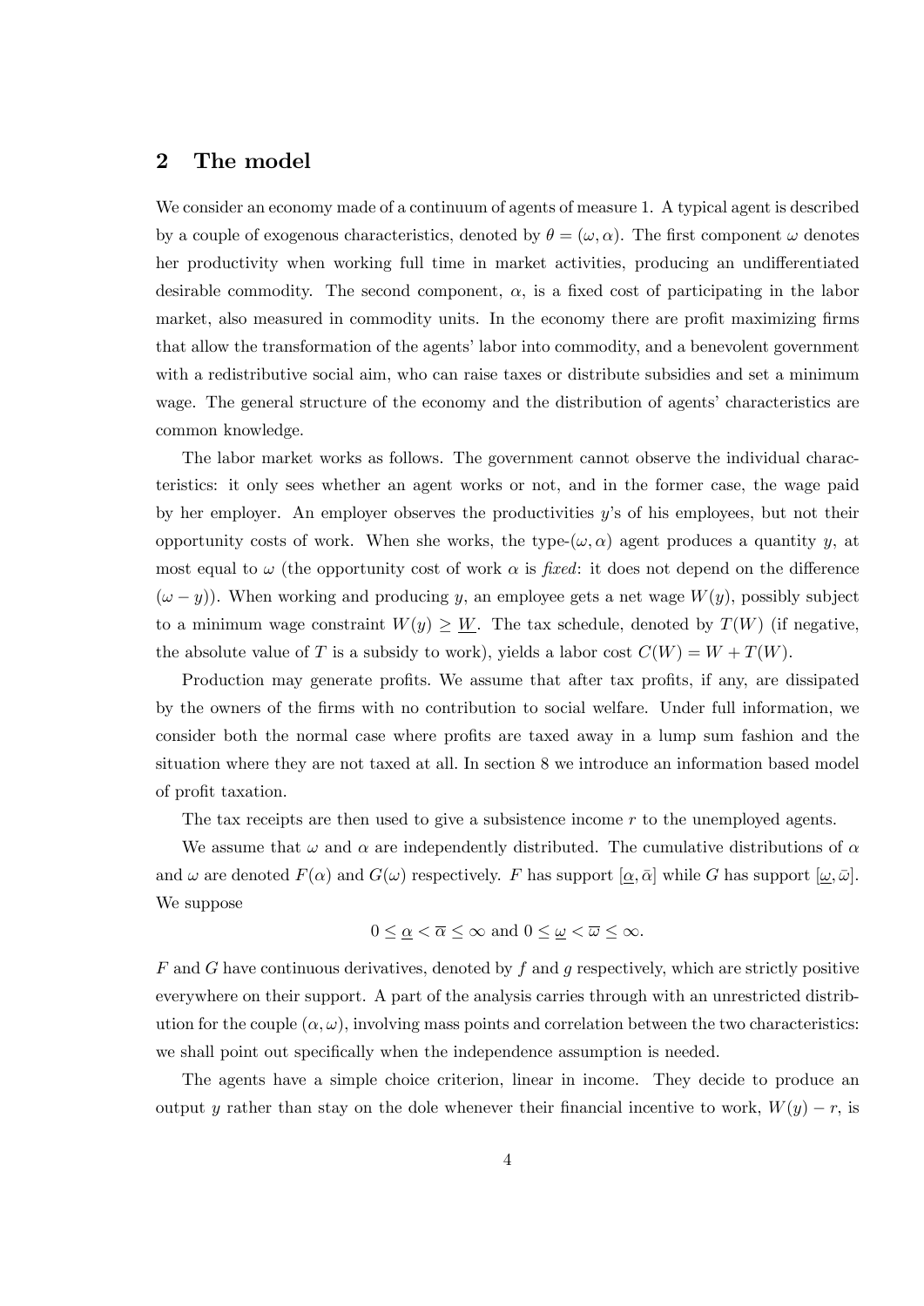## 2 The model

We consider an economy made of a continuum of agents of measure 1. A typical agent is described by a couple of exogenous characteristics, denoted by $\theta = (\omega, \alpha)$. The first component $\omega$ denotes her productivity when working full time in market activities, producing an undifferentiated desirable commodity. The second component, $\alpha$, is a fixed cost of participating in the labor market, also measured in commodity units. In the economy there are profit maximizing firms that allow the transformation of the agents' labor into commodity, and a benevolent government with a redistributive social aim, who can raise taxes or distribute subsidies and set a minimum wage. The general structure of the economy and the distribution of agents' characteristics are common knowledge.

The labor market works as follows. The government cannot observe the individual characteristics: it only sees whether an agent works or not, and in the former case, the wage paid by her employer. An employer observes the productivities $y$'s of his employees, but not their opportunity costs of work. When she works, the type-$(\omega, \alpha)$ agent produces a quantity $y$, at most equal to $\omega$ (the opportunity cost of work $\alpha$ is *fixed*: it does not depend on the difference $(\omega - y)$). When working and producing $y$, an employee gets a net wage $W(y)$, possibly subject to a minimum wage constraint $W(y) \geq \underline{W}$. The tax schedule, denoted by $T(W)$ (if negative, the absolute value of $T$ is a subsidy to work), yields a labor cost $C(W) = W + T(W)$.

Production may generate profits. We assume that after tax profits, if any, are dissipated by the owners of the firms with no contribution to social welfare. Under full information, we consider both the normal case where profits are taxed away in a lump sum fashion and the situation where they are not taxed at all. In section 8 we introduce an information based model of profit taxation.

The tax receipts are then used to give a subsistence income $r$ to the unemployed agents.

We assume that $\omega$ and $\alpha$ are independently distributed. The cumulative distributions of $\alpha$ and $\omega$ are denoted $F(\alpha)$ and $G(\omega)$ respectively. $F$ has support $[\underline{\alpha}, \bar{\alpha}]$ while $G$ has support $[\underline{\omega}, \bar{\omega}]$. We suppose

$$0 \leq \underline{\alpha} < \overline{\alpha} \leq \infty \text{ and } 0 \leq \underline{\omega} < \overline{\omega} \leq \infty.$$

$F$ and $G$ have continuous derivatives, denoted by $f$ and $g$ respectively, which are strictly positive everywhere on their support. A part of the analysis carries through with an unrestricted distribution for the couple $(\alpha, \omega)$, involving mass points and correlation between the two characteristics: we shall point out specifically when the independence assumption is needed.

The agents have a simple choice criterion, linear in income. They decide to produce an output $y$ rather than stay on the dole whenever their financial incentive to work, $W(y) - r$, is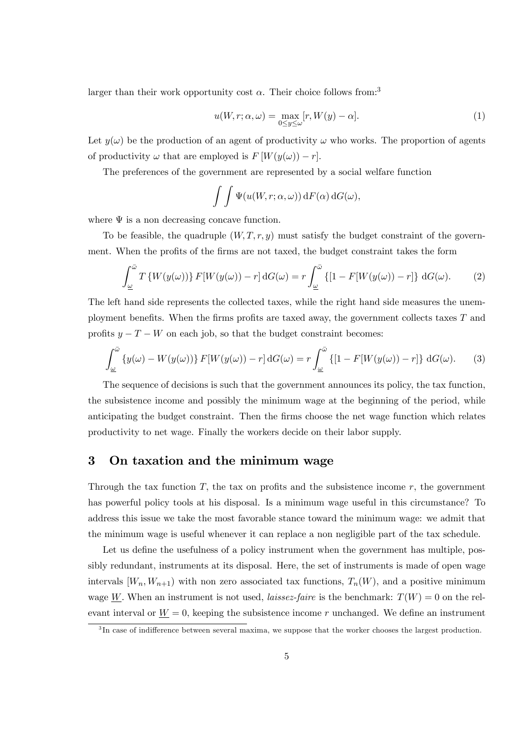larger than their work opportunity cost $\alpha$. Their choice follows from:[3]

$$u(W, r; \alpha, \omega) = \max_{0 \le y \le \omega} [r, W(y) - \alpha]. \tag{1}$$

Let $y(\omega)$ be the production of an agent of productivity $\omega$ who works. The proportion of agents of productivity $\omega$ that are employed is $F\left[W(y(\omega)) - r\right]$.

The preferences of the government are represented by a social welfare function

$$\int\int \Psi(u(W, r; \alpha, \omega))\,\mathrm{d}F(\alpha)\,\mathrm{d}G(\omega),$$

where $\Psi$ is a non decreasing concave function.

To be feasible, the quadruple $(W, T, r, y)$ must satisfy the budget constraint of the government. When the profits of the firms are not taxed, the budget constraint takes the form

$$\int_{\underline{\omega}}^{\bar{\omega}} T\left\{W(y(\omega))\right\} F[W(y(\omega)) - r]\,\mathrm{d}G(\omega) = r \int_{\underline{\omega}}^{\bar{\omega}} \left\{[1 - F[W(y(\omega)) - r]\right\}\,\mathrm{d}G(\omega). \tag{2}$$

The left hand side represents the collected taxes, while the right hand side measures the unemployment benefits. When the firms profits are taxed away, the government collects taxes $T$ and profits $y - T - W$ on each job, so that the budget constraint becomes:

$$\int_{\underline{\omega}}^{\bar{\omega}} \left\{y(\omega) - W(y(\omega))\right\} F[W(y(\omega)) - r]\,\mathrm{d}G(\omega) = r \int_{\underline{\omega}}^{\bar{\omega}} \left\{[1 - F[W(y(\omega)) - r]\right\}\,\mathrm{d}G(\omega). \tag{3}$$

The sequence of decisions is such that the government announces its policy, the tax function, the subsistence income and possibly the minimum wage at the beginning of the period, while anticipating the budget constraint. Then the firms choose the net wage function which relates productivity to net wage. Finally the workers decide on their labor supply.

## 3 On taxation and the minimum wage

Through the tax function $T$, the tax on profits and the subsistence income $r$, the government has powerful policy tools at his disposal. Is a minimum wage useful in this circumstance? To address this issue we take the most favorable stance toward the minimum wage: we admit that the minimum wage is useful whenever it can replace a non negligible part of the tax schedule.

Let us define the usefulness of a policy instrument when the government has multiple, possibly redundant, instruments at its disposal. Here, the set of instruments is made of open wage intervals $[W_n, W_{n+1})$ with non zero associated tax functions, $T_n(W)$, and a positive minimum wage $\underline{W}$. When an instrument is not used, *laissez-faire* is the benchmark: $T(W) = 0$ on the relevant interval or $\underline{W} = 0$, keeping the subsistence income $r$ unchanged. We define an instrument

[3] In case of indifference between several maxima, we suppose that the worker chooses the largest production.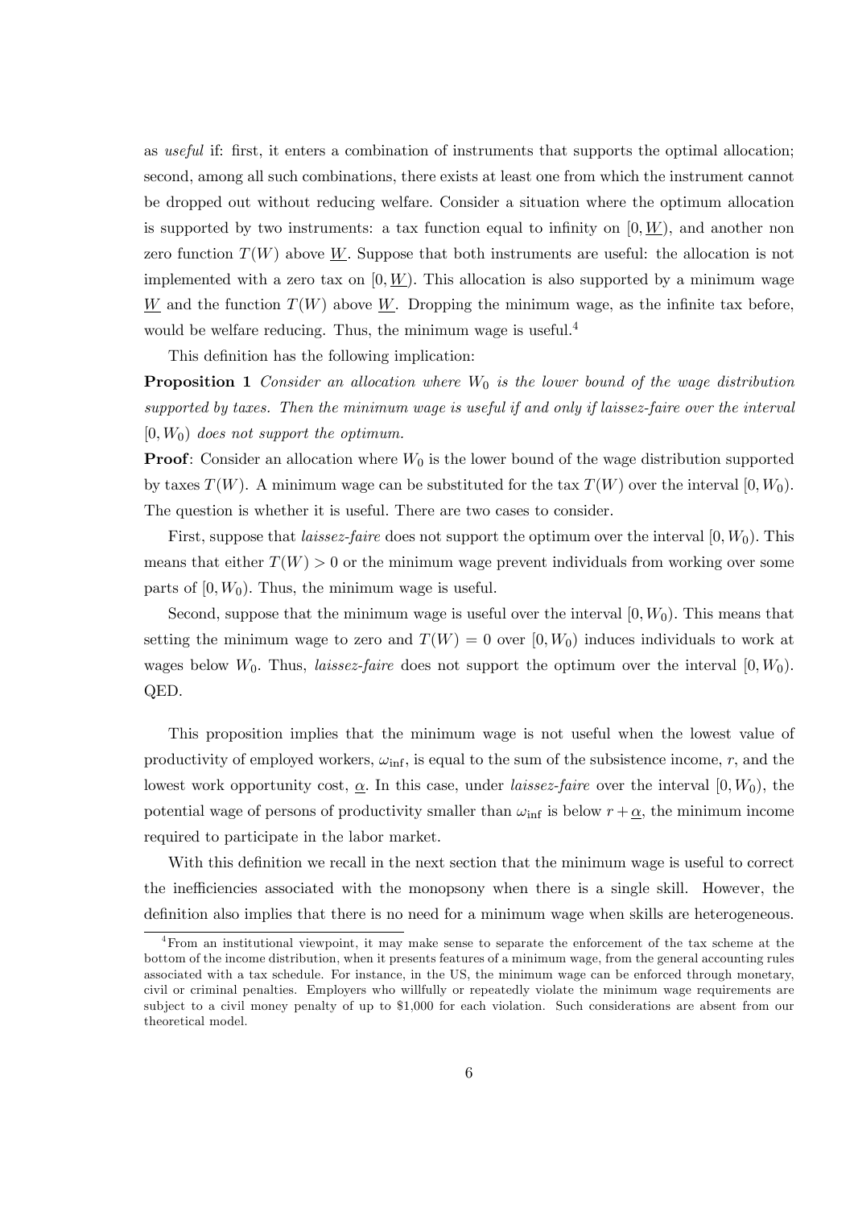as *useful* if: first, it enters a combination of instruments that supports the optimal allocation; second, among all such combinations, there exists at least one from which the instrument cannot be dropped out without reducing welfare. Consider a situation where the optimum allocation is supported by two instruments: a tax function equal to infinity on $[0, \underline{W})$, and another non zero function $T(W)$ above $\underline{W}$. Suppose that both instruments are useful: the allocation is not implemented with a zero tax on $[0, \underline{W})$. This allocation is also supported by a minimum wage $\underline{W}$ and the function $T(W)$ above $\underline{W}$. Dropping the minimum wage, as the infinite tax before, would be welfare reducing. Thus, the minimum wage is useful.[4]

This definition has the following implication:

**Proposition 1** *Consider an allocation where $W_0$ is the lower bound of the wage distribution supported by taxes. Then the minimum wage is useful if and only if laissez-faire over the interval $[0, W_0)$ does not support the optimum.*

**Proof**: Consider an allocation where $W_0$ is the lower bound of the wage distribution supported by taxes $T(W)$. A minimum wage can be substituted for the tax $T(W)$ over the interval $[0, W_0)$. The question is whether it is useful. There are two cases to consider.

First, suppose that *laissez-faire* does not support the optimum over the interval $[0, W_0)$. This means that either $T(W) > 0$ or the minimum wage prevent individuals from working over some parts of $[0, W_0)$. Thus, the minimum wage is useful.

Second, suppose that the minimum wage is useful over the interval $[0, W_0)$. This means that setting the minimum wage to zero and $T(W) = 0$ over $[0, W_0)$ induces individuals to work at wages below $W_0$. Thus, *laissez-faire* does not support the optimum over the interval $[0, W_0)$. QED.

This proposition implies that the minimum wage is not useful when the lowest value of productivity of employed workers, $\omega_{\inf}$, is equal to the sum of the subsistence income, $r$, and the lowest work opportunity cost, $\underline{\alpha}$. In this case, under *laissez-faire* over the interval $[0, W_0)$, the potential wage of persons of productivity smaller than $\omega_{\inf}$ is below $r + \underline{\alpha}$, the minimum income required to participate in the labor market.

With this definition we recall in the next section that the minimum wage is useful to correct the inefficiencies associated with the monopsony when there is a single skill. However, the definition also implies that there is no need for a minimum wage when skills are heterogeneous.

[4] From an institutional viewpoint, it may make sense to separate the enforcement of the tax scheme at the bottom of the income distribution, when it presents features of a minimum wage, from the general accounting rules associated with a tax schedule. For instance, in the US, the minimum wage can be enforced through monetary, civil or criminal penalties. Employers who willfully or repeatedly violate the minimum wage requirements are subject to a civil money penalty of up to $1,000 for each violation. Such considerations are absent from our theoretical model.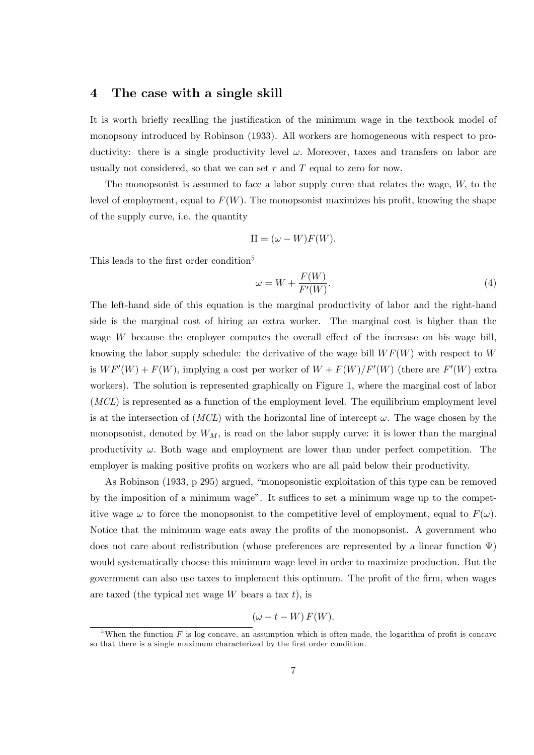## 4 The case with a single skill

It is worth briefly recalling the justification of the minimum wage in the textbook model of monopsony introduced by Robinson (1933). All workers are homogeneous with respect to productivity: there is a single productivity level $\omega$. Moreover, taxes and transfers on labor are usually not considered, so that we can set $r$ and $T$ equal to zero for now.

The monopsonist is assumed to face a labor supply curve that relates the wage, $W$, to the level of employment, equal to $F(W)$. The monopsonist maximizes his profit, knowing the shape of the supply curve, i.e. the quantity

$$\Pi = (\omega - W)F(W).$$

This leads to the first order condition[5]

$$\omega = W + \frac{F(W)}{F'(W)}. \tag{4}$$

The left-hand side of this equation is the marginal productivity of labor and the right-hand side is the marginal cost of hiring an extra worker. The marginal cost is higher than the wage $W$ because the employer computes the overall effect of the increase on his wage bill, knowing the labor supply schedule: the derivative of the wage bill $WF(W)$ with respect to $W$ is $WF'(W) + F(W)$, implying a cost per worker of $W + F(W)/F'(W)$ (there are $F'(W)$ extra workers). The solution is represented graphically on Figure 1, where the marginal cost of labor (*MCL*) is represented as a function of the employment level. The equilibrium employment level is at the intersection of (*MCL*) with the horizontal line of intercept $\omega$. The wage chosen by the monopsonist, denoted by $W_M$, is read on the labor supply curve: it is lower than the marginal productivity $\omega$. Both wage and employment are lower than under perfect competition. The employer is making positive profits on workers who are all paid below their productivity.

As Robinson (1933, p 295) argued, "monopsonistic exploitation of this type can be removed by the imposition of a minimum wage". It suffices to set a minimum wage up to the competitive wage $\omega$ to force the monopsonist to the competitive level of employment, equal to $F(\omega)$. Notice that the minimum wage eats away the profits of the monopsonist. A government who does not care about redistribution (whose preferences are represented by a linear function $\Psi$) would systematically choose this minimum wage level in order to maximize production. But the government can also use taxes to implement this optimum. The profit of the firm, when wages are taxed (the typical net wage $W$ bears a tax $t$), is

$$(\omega - t - W)\, F(W).$$

[5] When the function $F$ is log concave, an assumption which is often made, the logarithm of profit is concave so that there is a single maximum characterized by the first order condition.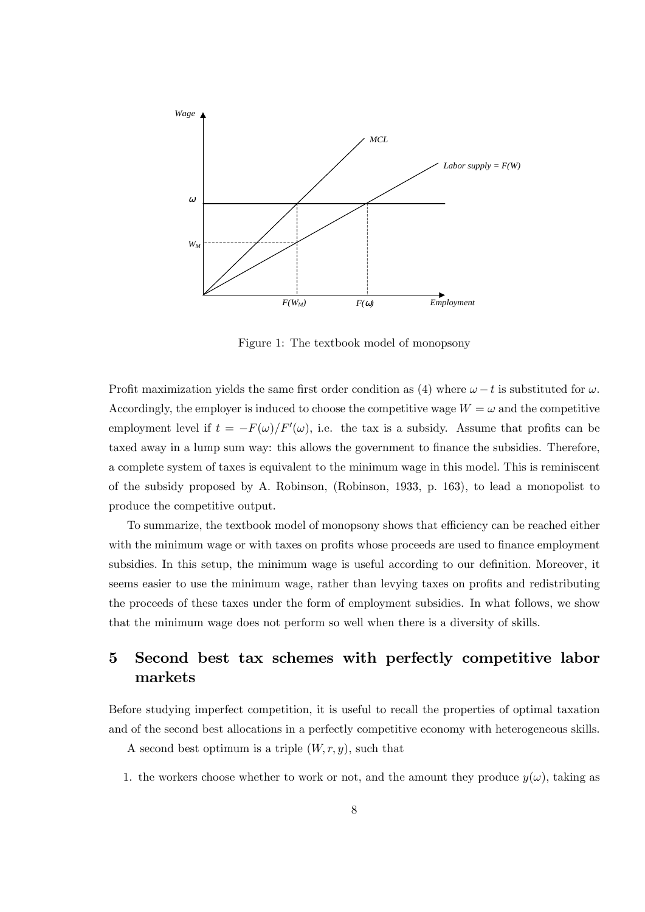Wage

MCL

Labor supply = F(W)

$\omega$

$W_M$

$F(W_M)$

$F(\omega)$

Employment

Figure 1: The textbook model of monopsony

Profit maximization yields the same first order condition as (4) where $\omega - t$ is substituted for $\omega$. Accordingly, the employer is induced to choose the competitive wage $W = \omega$ and the competitive employment level if $t = -F(\omega)/F'(\omega)$, i.e. the tax is a subsidy. Assume that profits can be taxed away in a lump sum way: this allows the government to finance the subsidies. Therefore, a complete system of taxes is equivalent to the minimum wage in this model. This is reminiscent of the subsidy proposed by A. Robinson, (Robinson, 1933, p. 163), to lead a monopolist to produce the competitive output.

To summarize, the textbook model of monopsony shows that efficiency can be reached either with the minimum wage or with taxes on profits whose proceeds are used to finance employment subsidies. In this setup, the minimum wage is useful according to our definition. Moreover, it seems easier to use the minimum wage, rather than levying taxes on profits and redistributing the proceeds of these taxes under the form of employment subsidies. In what follows, we show that the minimum wage does not perform so well when there is a diversity of skills.

## 5 Second best tax schemes with perfectly competitive labor markets

Before studying imperfect competition, it is useful to recall the properties of optimal taxation and of the second best allocations in a perfectly competitive economy with heterogeneous skills.

A second best optimum is a triple $(W, r, y)$, such that

1. the workers choose whether to work or not, and the amount they produce $y(\omega)$, taking as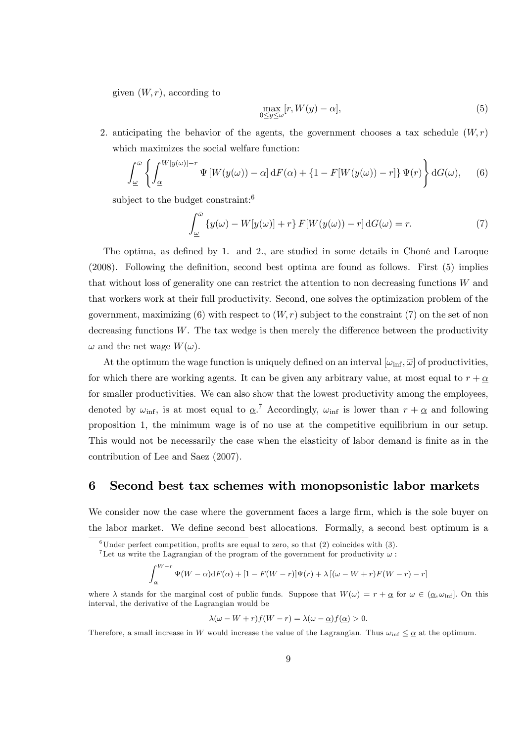given $(W, r)$, according to

$$\max_{0 \leq y \leq \omega} [r, W(y) - \alpha], \tag{5}$$

2. anticipating the behavior of the agents, the government chooses a tax schedule $(W, r)$ which maximizes the social welfare function:

$$\int_{\underline{\omega}}^{\bar{\omega}} \left\{ \int_{\underline{\alpha}}^{W[y(\omega)]-r} \Psi\left[W(y(\omega)) - \alpha\right] \mathrm{d}F(\alpha) + \left\{1 - F[W(y(\omega)) - r]\right\} \Psi(r) \right\} \mathrm{d}G(\omega), \tag{6}$$

subject to the budget constraint:[6]

$$\int_{\underline{\omega}}^{\bar{\omega}} \left\{y(\omega) - W[y(\omega)] + r\right\} F[W(y(\omega)) - r] \, \mathrm{d}G(\omega) = r. \tag{7}$$

The optima, as defined by 1. and 2., are studied in some details in Choné and Laroque (2008). Following the definition, second best optima are found as follows. First (5) implies that without loss of generality one can restrict the attention to non decreasing functions $W$ and that workers work at their full productivity. Second, one solves the optimization problem of the government, maximizing (6) with respect to $(W, r)$ subject to the constraint (7) on the set of non decreasing functions $W$. The tax wedge is then merely the difference between the productivity $\omega$ and the net wage $W(\omega)$.

At the optimum the wage function is uniquely defined on an interval $[\omega_{\inf}, \overline{\omega}]$ of productivities, for which there are working agents. It can be given any arbitrary value, at most equal to $r + \underline{\alpha}$ for smaller productivities. We can also show that the lowest productivity among the employees, denoted by $\omega_{\inf}$, is at most equal to $\underline{\alpha}$.[7] Accordingly, $\omega_{\inf}$ is lower than $r + \underline{\alpha}$ and following proposition 1, the minimum wage is of no use at the competitive equilibrium in our setup. This would not be necessarily the case when the elasticity of labor demand is finite as in the contribution of Lee and Saez (2007).

## 6 Second best tax schemes with monopsonistic labor markets

We consider now the case where the government faces a large firm, which is the sole buyer on the labor market. We define second best allocations. Formally, a second best optimum is a

[6] Under perfect competition, profits are equal to zero, so that (2) coincides with (3).

[7] Let us write the Lagrangian of the program of the government for productivity $\omega$ :

$$\int_{\underline{\alpha}}^{W-r} \Psi(W - \alpha) \mathrm{d}F(\alpha) + [1 - F(W - r)]\Psi(r) + \lambda \left[(\omega - W + r)F(W - r) - r\right]$$

where $\lambda$ stands for the marginal cost of public funds. Suppose that $W(\omega) = r + \underline{\alpha}$ for $\omega \in (\underline{\alpha}, \omega_{\inf}]$. On this interval, the derivative of the Lagrangian would be

$$\lambda(\omega - W + r) f(W - r) = \lambda(\omega - \underline{\alpha}) f(\underline{\alpha}) > 0.$$

Therefore, a small increase in $W$ would increase the value of the Lagrangian. Thus $\omega_{\inf} \leq \underline{\alpha}$ at the optimum.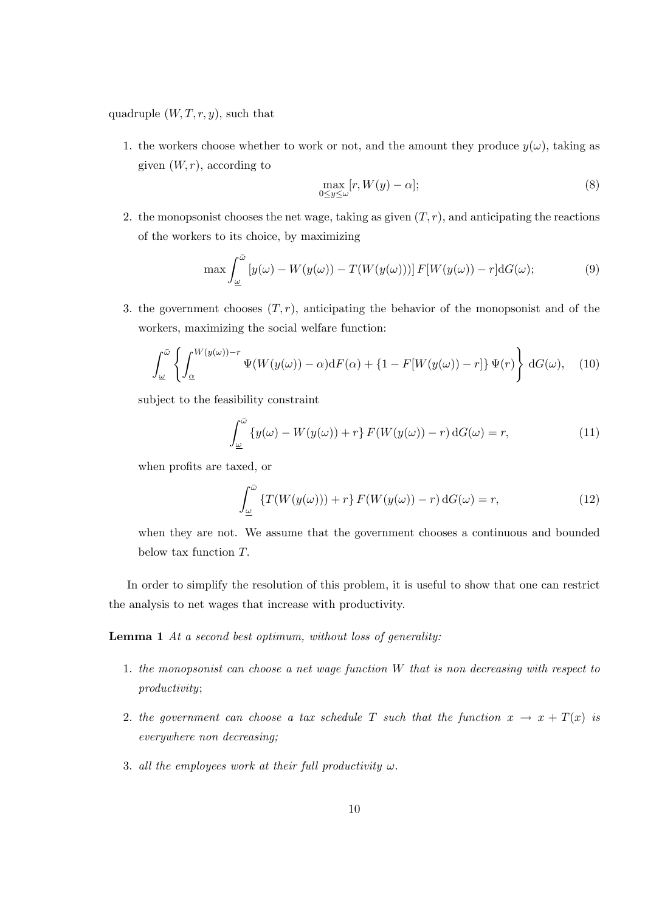quadruple $(W, T, r, y)$, such that

1. the workers choose whether to work or not, and the amount they produce $y(\omega)$, taking as given $(W, r)$, according to
$$\max_{0 \leq y \leq \omega} [r, W(y) - \alpha]; \tag{8}$$

2. the monopsonist chooses the net wage, taking as given $(T, r)$, and anticipating the reactions of the workers to its choice, by maximizing
$$\max \int_{\underline{\omega}}^{\bar{\omega}} [y(\omega) - W(y(\omega)) - T(W(y(\omega)))] F[W(y(\omega)) - r] \mathrm{d}G(\omega); \tag{9}$$

3. the government chooses $(T, r)$, anticipating the behavior of the monopsonist and of the workers, maximizing the social welfare function:
$$\int_{\underline{\omega}}^{\bar{\omega}} \left\{ \int_{\underline{\alpha}}^{W(y(\omega))-r} \Psi(W(y(\omega)) - \alpha) \mathrm{d}F(\alpha) + \{1 - F[W(y(\omega)) - r]\} \Psi(r) \right\} \mathrm{d}G(\omega), \tag{10}$$
subject to the feasibility constraint
$$\int_{\underline{\omega}}^{\bar{\omega}} \{y(\omega) - W(y(\omega)) + r\} F(W(y(\omega)) - r) \, \mathrm{d}G(\omega) = r, \tag{11}$$
when profits are taxed, or
$$\int_{\underline{\omega}}^{\bar{\omega}} \{T(W(y(\omega))) + r\} F(W(y(\omega)) - r) \, \mathrm{d}G(\omega) = r, \tag{12}$$
when they are not. We assume that the government chooses a continuous and bounded below tax function $T$.

In order to simplify the resolution of this problem, it is useful to show that one can restrict the analysis to net wages that increase with productivity.

**Lemma 1** *At a second best optimum, without loss of generality:*

1. *the monopsonist can choose a net wage function $W$ that is non decreasing with respect to productivity;*

2. *the government can choose a tax schedule $T$ such that the function $x \to x + T(x)$ is everywhere non decreasing;*

3. *all the employees work at their full productivity $\omega$.*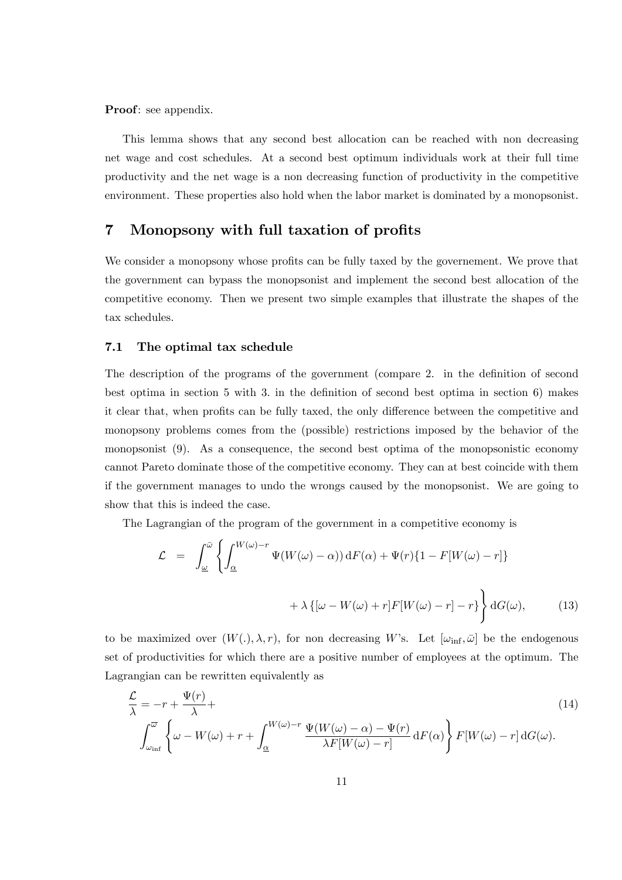**Proof**: see appendix.

This lemma shows that any second best allocation can be reached with non decreasing net wage and cost schedules. At a second best optimum individuals work at their full time productivity and the net wage is a non decreasing function of productivity in the competitive environment. These properties also hold when the labor market is dominated by a monopsonist.

# 7 Monopsony with full taxation of profits

We consider a monopsony whose profits can be fully taxed by the governement. We prove that the government can bypass the monopsonist and implement the second best allocation of the competitive economy. Then we present two simple examples that illustrate the shapes of the tax schedules.

## 7.1 The optimal tax schedule

The description of the programs of the government (compare 2. in the definition of second best optima in section 5 with 3. in the definition of second best optima in section 6) makes it clear that, when profits can be fully taxed, the only difference between the competitive and monopsony problems comes from the (possible) restrictions imposed by the behavior of the monopsonist (9). As a consequence, the second best optima of the monopsonistic economy cannot Pareto dominate those of the competitive economy. They can at best coincide with them if the government manages to undo the wrongs caused by the monopsonist. We are going to show that this is indeed the case.

The Lagrangian of the program of the government in a competitive economy is

$$
\begin{aligned}
\mathcal{L} \;=\; & \int_{\underline{\omega}}^{\bar{\omega}} \left\{ \int_{\underline{\alpha}}^{W(\omega)-r} \Psi(W(\omega)-\alpha))\,\mathrm{d}F(\alpha) + \Psi(r)\{1-F[W(\omega)-r]\} \right. \\
& \left. + \lambda\left\{[\omega - W(\omega) + r]F[W(\omega)-r] - r\right\} \right\} \mathrm{d}G(\omega), \qquad (13)
\end{aligned}
$$

to be maximized over $(W(.),\lambda,r)$, for non decreasing $W$'s. Let $[\omega_{\inf},\bar{\omega}]$ be the endogenous set of productivities for which there are a positive number of employees at the optimum. The Lagrangian can be rewritten equivalently as

$$
\begin{aligned}
\frac{\mathcal{L}}{\lambda} = & -r + \frac{\Psi(r)}{\lambda} + \qquad (14) \\
& \int_{\omega_{\inf}}^{\overline{\omega}} \left\{ \omega - W(\omega) + r + \int_{\underline{\alpha}}^{W(\omega)-r} \frac{\Psi(W(\omega)-\alpha)-\Psi(r)}{\lambda F[W(\omega)-r]}\,\mathrm{d}F(\alpha) \right\} F[W(\omega)-r]\,\mathrm{d}G(\omega).
\end{aligned}
$$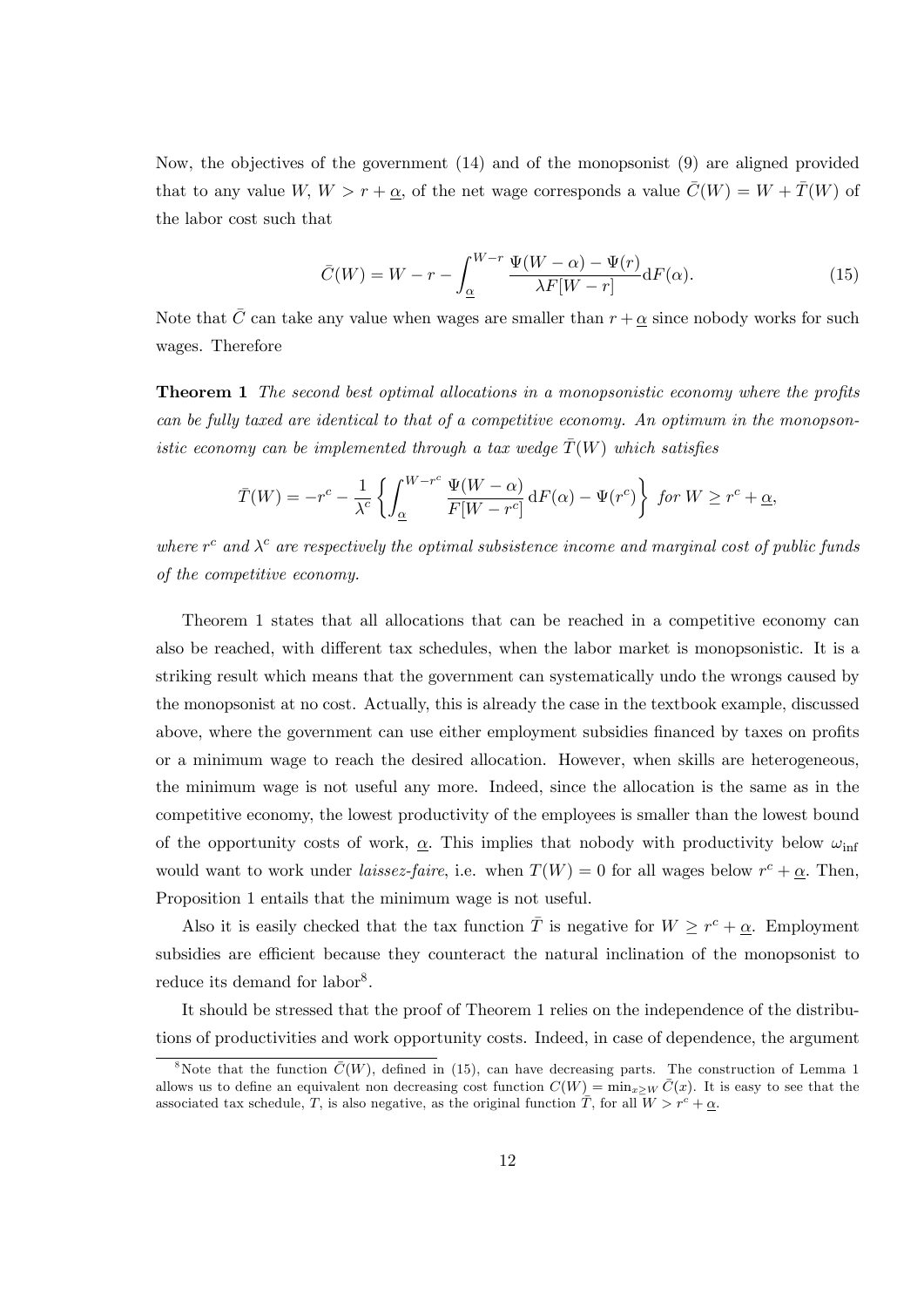Now, the objectives of the government (14) and of the monopsonist (9) are aligned provided that to any value $W$, $W > r + \underline{\alpha}$, of the net wage corresponds a value $\bar{C}(W) = W + \bar{T}(W)$ of the labor cost such that

$$\bar{C}(W) = W - r - \int_{\underline{\alpha}}^{W-r} \frac{\Psi(W-\alpha) - \Psi(r)}{\lambda F[W-r]} \mathrm{d}F(\alpha). \tag{15}$$

Note that $\bar{C}$ can take any value when wages are smaller than $r + \underline{\alpha}$ since nobody works for such wages. Therefore

**Theorem 1** *The second best optimal allocations in a monopsonistic economy where the profits can be fully taxed are identical to that of a competitive economy. An optimum in the monopsonistic economy can be implemented through a tax wedge $\bar{T}(W)$ which satisfies*

$$\bar{T}(W) = -r^c - \frac{1}{\lambda^c} \left\{ \int_{\underline{\alpha}}^{W-r^c} \frac{\Psi(W-\alpha)}{F[W-r^c]} \mathrm{d}F(\alpha) - \Psi(r^c) \right\} \text{ for } W \geq r^c + \underline{\alpha},$$

*where $r^c$ and $\lambda^c$ are respectively the optimal subsistence income and marginal cost of public funds of the competitive economy.*

Theorem 1 states that all allocations that can be reached in a competitive economy can also be reached, with different tax schedules, when the labor market is monopsonistic. It is a striking result which means that the government can systematically undo the wrongs caused by the monopsonist at no cost. Actually, this is already the case in the textbook example, discussed above, where the government can use either employment subsidies financed by taxes on profits or a minimum wage to reach the desired allocation. However, when skills are heterogeneous, the minimum wage is not useful any more. Indeed, since the allocation is the same as in the competitive economy, the lowest productivity of the employees is smaller than the lowest bound of the opportunity costs of work, $\underline{\alpha}$. This implies that nobody with productivity below $\omega_{\inf}$ would want to work under *laissez-faire*, i.e. when $T(W) = 0$ for all wages below $r^c + \underline{\alpha}$. Then, Proposition 1 entails that the minimum wage is not useful.

Also it is easily checked that the tax function $\bar{T}$ is negative for $W \geq r^c + \underline{\alpha}$. Employment subsidies are efficient because they counteract the natural inclination of the monopsonist to reduce its demand for labor[8].

It should be stressed that the proof of Theorem 1 relies on the independence of the distributions of productivities and work opportunity costs. Indeed, in case of dependence, the argument

[8] Note that the function $\bar{C}(W)$, defined in (15), can have decreasing parts. The construction of Lemma 1 allows us to define an equivalent non decreasing cost function $C(W) = \min_{x \geq W} \bar{C}(x)$. It is easy to see that the associated tax schedule, $T$, is also negative, as the original function $\bar{T}$, for all $W > r^c + \underline{\alpha}$.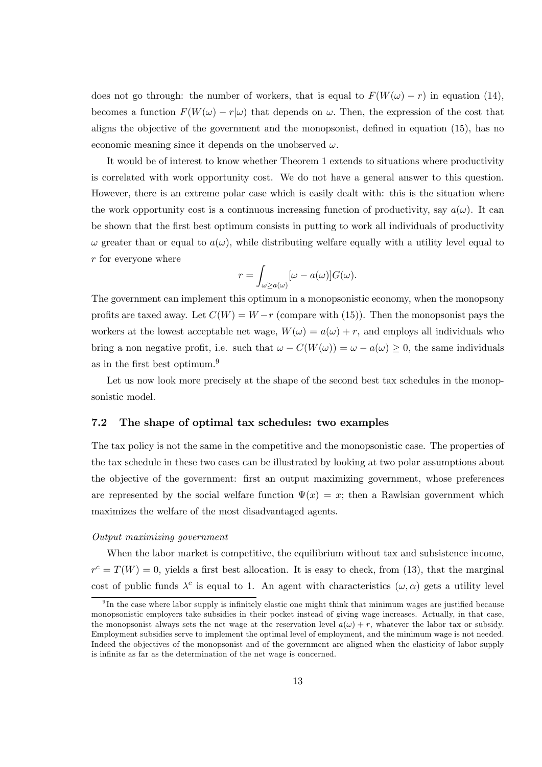does not go through: the number of workers, that is equal to $F(W(\omega) - r)$ in equation (14), becomes a function $F(W(\omega) - r|\omega)$ that depends on $\omega$. Then, the expression of the cost that aligns the objective of the government and the monopsonist, defined in equation (15), has no economic meaning since it depends on the unobserved $\omega$.

It would be of interest to know whether Theorem 1 extends to situations where productivity is correlated with work opportunity cost. We do not have a general answer to this question. However, there is an extreme polar case which is easily dealt with: this is the situation where the work opportunity cost is a continuous increasing function of productivity, say $a(\omega)$. It can be shown that the first best optimum consists in putting to work all individuals of productivity $\omega$ greater than or equal to $a(\omega)$, while distributing welfare equally with a utility level equal to $r$ for everyone where

$$r = \int_{\omega \geq a(\omega)} [\omega - a(\omega)] G(\omega).$$

The government can implement this optimum in a monopsonistic economy, when the monopsony profits are taxed away. Let $C(W) = W - r$ (compare with (15)). Then the monopsonist pays the workers at the lowest acceptable net wage, $W(\omega) = a(\omega) + r$, and employs all individuals who bring a non negative profit, i.e. such that $\omega - C(W(\omega)) = \omega - a(\omega) \geq 0$, the same individuals as in the first best optimum.[9]

Let us now look more precisely at the shape of the second best tax schedules in the monopsonistic model.

### 7.2 The shape of optimal tax schedules: two examples

The tax policy is not the same in the competitive and the monopsonistic case. The properties of the tax schedule in these two cases can be illustrated by looking at two polar assumptions about the objective of the government: first an output maximizing government, whose preferences are represented by the social welfare function $\Psi(x) = x$; then a Rawlsian government which maximizes the welfare of the most disadvantaged agents.

*Output maximizing government*

When the labor market is competitive, the equilibrium without tax and subsistence income, $r^c = T(W) = 0$, yields a first best allocation. It is easy to check, from (13), that the marginal cost of public funds $\lambda^c$ is equal to 1. An agent with characteristics $(\omega, \alpha)$ gets a utility level

[9] In the case where labor supply is infinitely elastic one might think that minimum wages are justified because monopsonistic employers take subsidies in their pocket instead of giving wage increases. Actually, in that case, the monopsonist always sets the net wage at the reservation level $a(\omega) + r$, whatever the labor tax or subsidy. Employment subsidies serve to implement the optimal level of employment, and the minimum wage is not needed. Indeed the objectives of the monopsonist and of the government are aligned when the elasticity of labor supply is infinite as far as the determination of the net wage is concerned.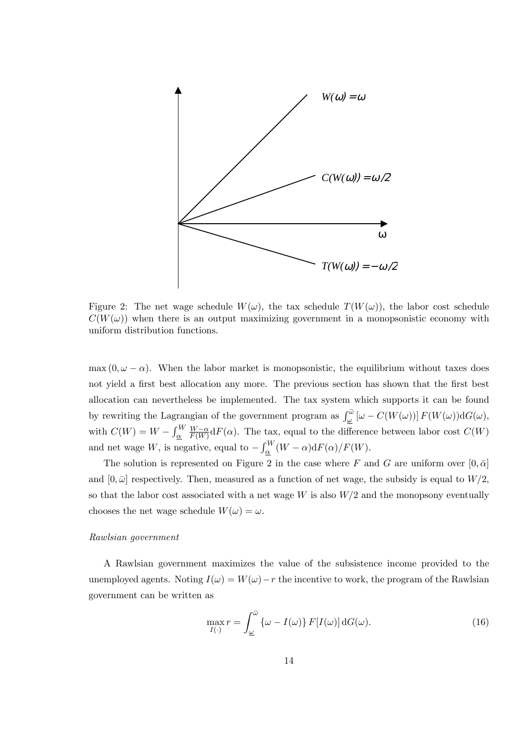$W(\omega) = \omega$

$C(W(\omega)) = \omega/2$

$\omega$

$T(W(\omega)) = -\omega/2$

Figure 2: The net wage schedule $W(\omega)$, the tax schedule $T(W(\omega))$, the labor cost schedule $C(W(\omega))$ when there is an output maximizing government in a monopsonistic economy with uniform distribution functions.

$\max(0, \omega - \alpha)$. When the labor market is monopsonistic, the equilibrium without taxes does not yield a first best allocation any more. The previous section has shown that the first best allocation can nevertheless be implemented. The tax system which supports it can be found by rewriting the Lagrangian of the government program as $\int_{\underline{\omega}}^{\bar{\omega}} [\omega - C(W(\omega))] F(W(\omega)) \mathrm{d}G(\omega)$, with $C(W) = W - \int_{\underline{\alpha}}^{W} \frac{W-\alpha}{F(W)} \mathrm{d}F(\alpha)$. The tax, equal to the difference between labor cost $C(W)$ and net wage $W$, is negative, equal to $-\int_{\underline{\alpha}}^{W} (W - \alpha) \mathrm{d}F(\alpha)/F(W)$.

The solution is represented on Figure 2 in the case where $F$ and $G$ are uniform over $[0, \bar{\alpha}]$ and $[0, \bar{\omega}]$ respectively. Then, measured as a function of net wage, the subsidy is equal to $W/2$, so that the labor cost associated with a net wage $W$ is also $W/2$ and the monopsony eventually chooses the net wage schedule $W(\omega) = \omega$.

*Rawlsian government*

A Rawlsian government maximizes the value of the subsistence income provided to the unemployed agents. Noting $I(\omega) = W(\omega) - r$ the incentive to work, the program of the Rawlsian government can be written as

$$\max_{I(\cdot)} r = \int_{\underline{\omega}}^{\bar{\omega}} \{\omega - I(\omega)\} F[I(\omega)] \mathrm{d}G(\omega). \tag{16}$$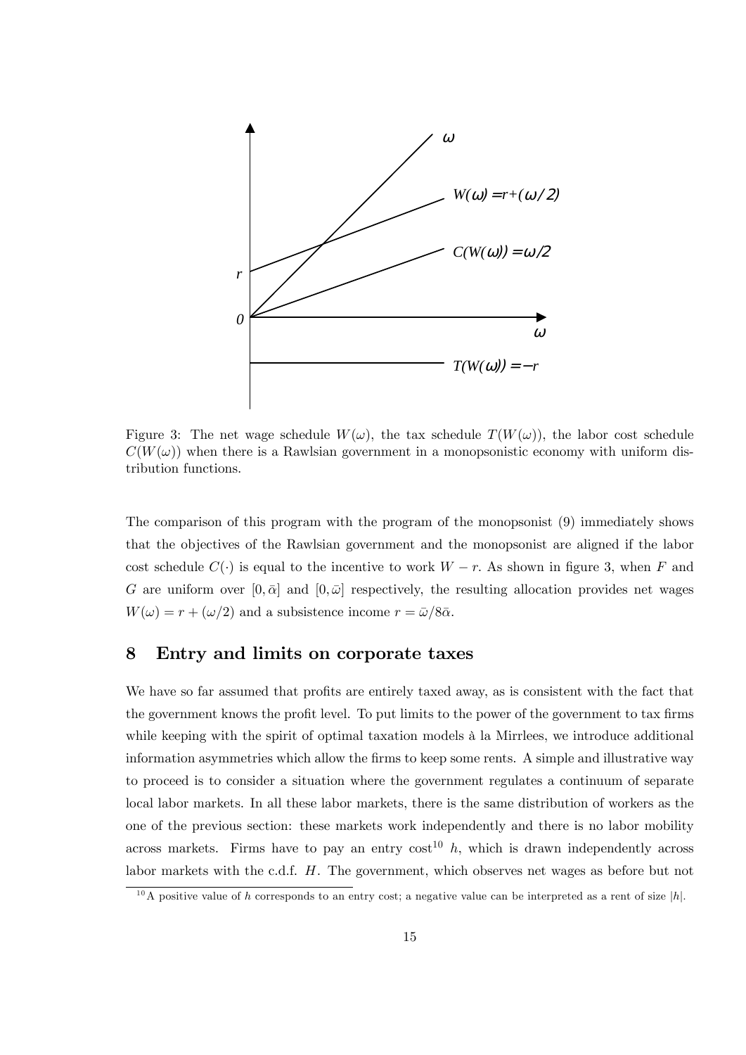ω

W(ω) =r+(ω/2)

C(W(ω)) =ω/2

r

0

ω

T(W(ω)) =−r

Figure 3: The net wage schedule $W(\omega)$, the tax schedule $T(W(\omega))$, the labor cost schedule $C(W(\omega))$ when there is a Rawlsian government in a monopsonistic economy with uniform distribution functions.

The comparison of this program with the program of the monopsonist (9) immediately shows that the objectives of the Rawlsian government and the monopsonist are aligned if the labor cost schedule $C(\cdot)$ is equal to the incentive to work $W - r$. As shown in figure 3, when $F$ and $G$ are uniform over $[0, \bar{\alpha}]$ and $[0, \bar{\omega}]$ respectively, the resulting allocation provides net wages $W(\omega) = r + (\omega/2)$ and a subsistence income $r = \bar{\omega}/8\bar{\alpha}$.

## 8 Entry and limits on corporate taxes

We have so far assumed that profits are entirely taxed away, as is consistent with the fact that the government knows the profit level. To put limits to the power of the government to tax firms while keeping with the spirit of optimal taxation models à la Mirrlees, we introduce additional information asymmetries which allow the firms to keep some rents. A simple and illustrative way to proceed is to consider a situation where the government regulates a continuum of separate local labor markets. In all these labor markets, there is the same distribution of workers as the one of the previous section: these markets work independently and there is no labor mobility across markets. Firms have to pay an entry cost[10] $h$, which is drawn independently across labor markets with the c.d.f. $H$. The government, which observes net wages as before but not

[10] A positive value of $h$ corresponds to an entry cost; a negative value can be interpreted as a rent of size $|h|$.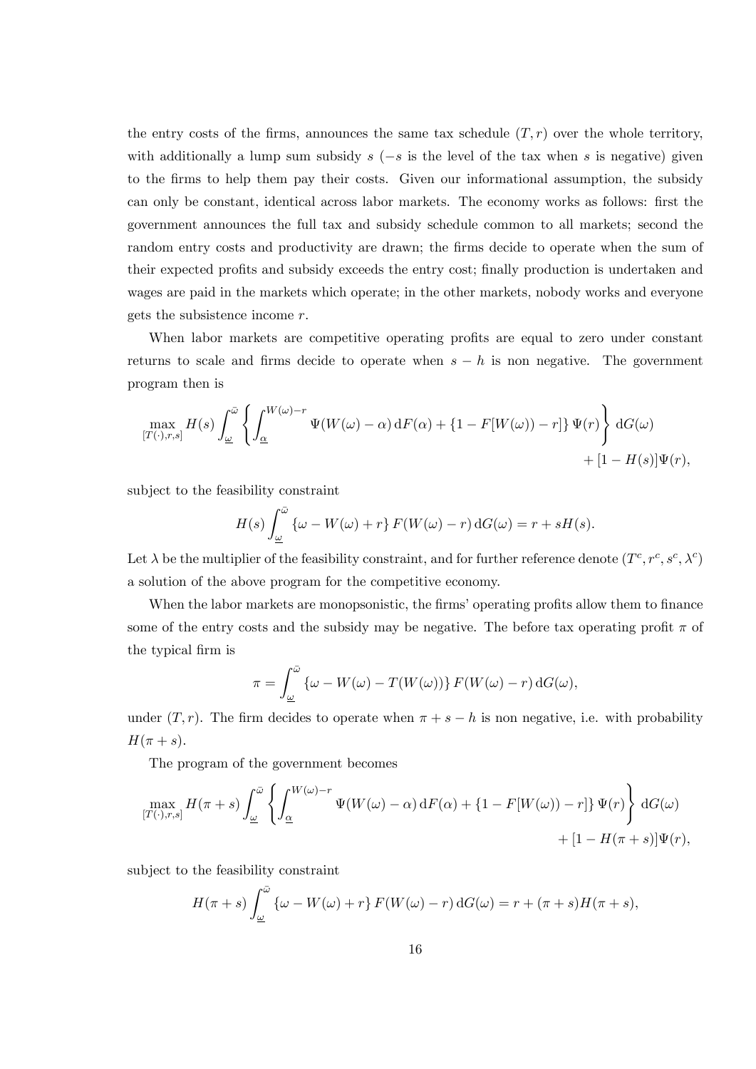the entry costs of the firms, announces the same tax schedule $(T, r)$ over the whole territory, with additionally a lump sum subsidy $s$ ($-s$ is the level of the tax when $s$ is negative) given to the firms to help them pay their costs. Given our informational assumption, the subsidy can only be constant, identical across labor markets. The economy works as follows: first the government announces the full tax and subsidy schedule common to all markets; second the random entry costs and productivity are drawn; the firms decide to operate when the sum of their expected profits and subsidy exceeds the entry cost; finally production is undertaken and wages are paid in the markets which operate; in the other markets, nobody works and everyone gets the subsistence income $r$.

When labor markets are competitive operating profits are equal to zero under constant returns to scale and firms decide to operate when $s - h$ is non negative. The government program then is

$$\max_{[T(\cdot),r,s]} H(s) \int_{\underline{\omega}}^{\bar{\omega}} \left\{ \int_{\underline{\alpha}}^{W(\omega)-r} \Psi(W(\omega) - \alpha) \, \mathrm{d}F(\alpha) + \{1 - F[W(\omega)) - r]\} \Psi(r) \right\} \mathrm{d}G(\omega) + [1 - H(s)]\Psi(r),$$

subject to the feasibility constraint

$$H(s) \int_{\underline{\omega}}^{\bar{\omega}} \{\omega - W(\omega) + r\} F(W(\omega) - r) \, \mathrm{d}G(\omega) = r + sH(s).$$

Let $\lambda$ be the multiplier of the feasibility constraint, and for further reference denote $(T^c, r^c, s^c, \lambda^c)$ a solution of the above program for the competitive economy.

When the labor markets are monopsonistic, the firms' operating profits allow them to finance some of the entry costs and the subsidy may be negative. The before tax operating profit $\pi$ of the typical firm is

$$\pi = \int_{\underline{\omega}}^{\bar{\omega}} \{\omega - W(\omega) - T(W(\omega))\} F(W(\omega) - r) \, \mathrm{d}G(\omega),$$

under $(T, r)$. The firm decides to operate when $\pi + s - h$ is non negative, i.e. with probability $H(\pi + s)$.

The program of the government becomes

$$\max_{[T(\cdot),r,s]} H(\pi + s) \int_{\underline{\omega}}^{\bar{\omega}} \left\{ \int_{\underline{\alpha}}^{W(\omega)-r} \Psi(W(\omega) - \alpha) \, \mathrm{d}F(\alpha) + \{1 - F[W(\omega)) - r]\} \Psi(r) \right\} \mathrm{d}G(\omega) + [1 - H(\pi + s)]\Psi(r),$$

subject to the feasibility constraint

$$H(\pi + s) \int_{\underline{\omega}}^{\bar{\omega}} \{\omega - W(\omega) + r\} F(W(\omega) - r) \, \mathrm{d}G(\omega) = r + (\pi + s)H(\pi + s),$$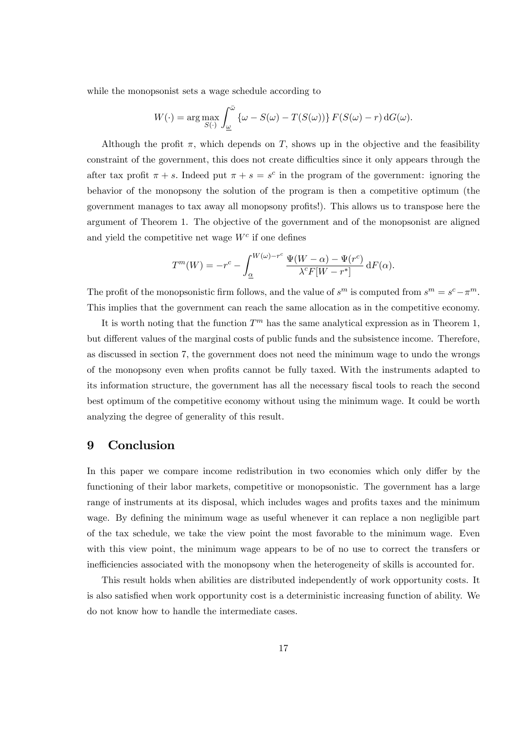while the monopsonist sets a wage schedule according to

$$W(\cdot) = \arg\max_{S(\cdot)} \int_{\underline{\omega}}^{\bar{\omega}} \{\omega - S(\omega) - T(S(\omega))\} F(S(\omega) - r) \, \mathrm{d}G(\omega).$$

Although the profit $\pi$, which depends on $T$, shows up in the objective and the feasibility constraint of the government, this does not create difficulties since it only appears through the after tax profit $\pi + s$. Indeed put $\pi + s = s^c$ in the program of the government: ignoring the behavior of the monopsony the solution of the program is then a competitive optimum (the government manages to tax away all monopsony profits!). This allows us to transpose here the argument of Theorem 1. The objective of the government and of the monopsonist are aligned and yield the competitive net wage $W^c$ if one defines

$$T^m(W) = -r^c - \int_{\underline{\alpha}}^{W(\omega)-r^c} \frac{\Psi(W-\alpha) - \Psi(r^c)}{\lambda^c F[W - r^*]} \, \mathrm{d}F(\alpha).$$

The profit of the monopsonistic firm follows, and the value of $s^m$ is computed from $s^m = s^c - \pi^m$. This implies that the government can reach the same allocation as in the competitive economy.

It is worth noting that the function $T^m$ has the same analytical expression as in Theorem 1, but different values of the marginal costs of public funds and the subsistence income. Therefore, as discussed in section 7, the government does not need the minimum wage to undo the wrongs of the monopsony even when profits cannot be fully taxed. With the instruments adapted to its information structure, the government has all the necessary fiscal tools to reach the second best optimum of the competitive economy without using the minimum wage. It could be worth analyzing the degree of generality of this result.

## 9 Conclusion

In this paper we compare income redistribution in two economies which only differ by the functioning of their labor markets, competitive or monopsonistic. The government has a large range of instruments at its disposal, which includes wages and profits taxes and the minimum wage. By defining the minimum wage as useful whenever it can replace a non negligible part of the tax schedule, we take the view point the most favorable to the minimum wage. Even with this view point, the minimum wage appears to be of no use to correct the transfers or inefficiencies associated with the monopsony when the heterogeneity of skills is accounted for.

This result holds when abilities are distributed independently of work opportunity costs. It is also satisfied when work opportunity cost is a deterministic increasing function of ability. We do not know how to handle the intermediate cases.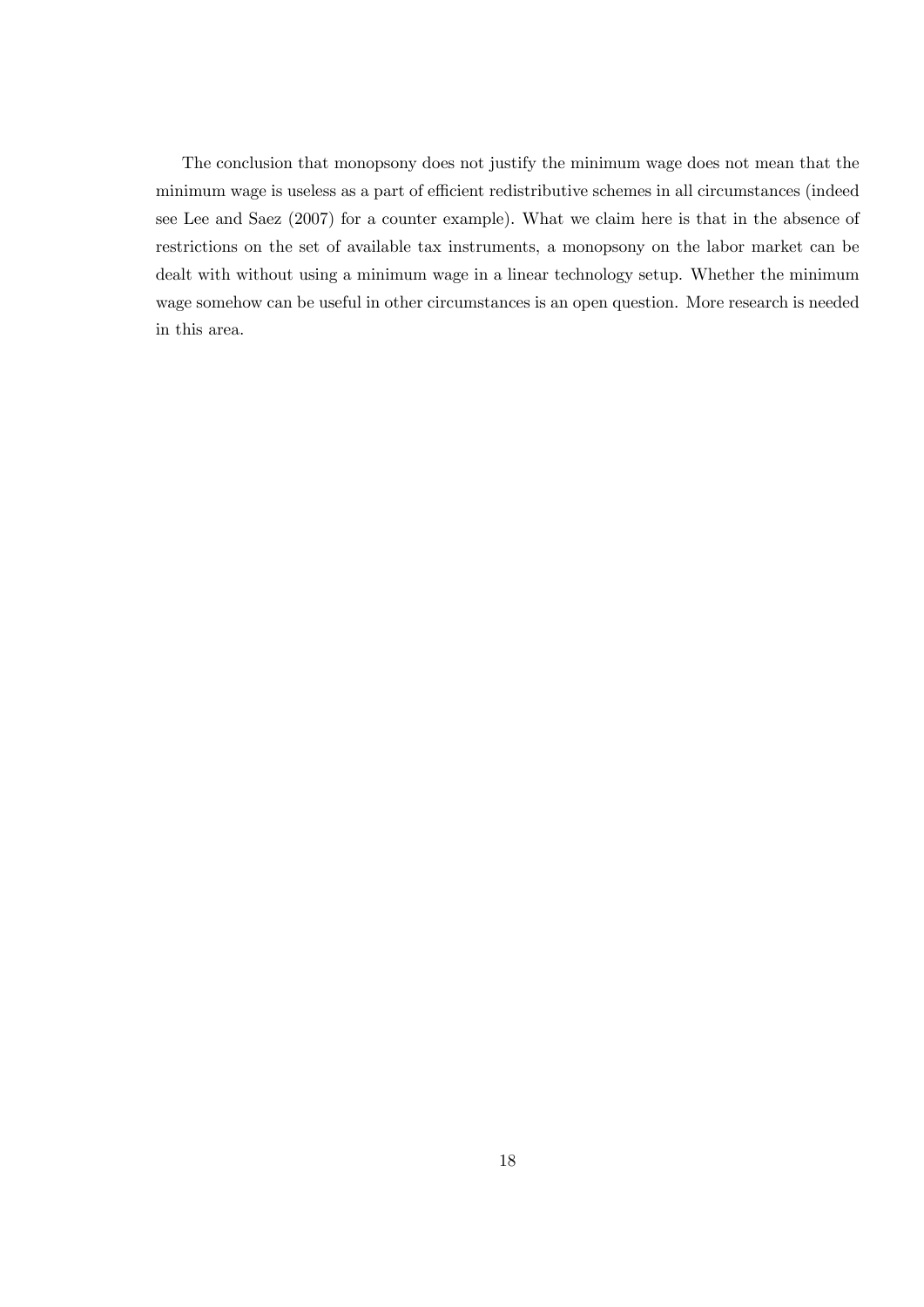The conclusion that monopsony does not justify the minimum wage does not mean that the minimum wage is useless as a part of efficient redistributive schemes in all circumstances (indeed see Lee and Saez (2007) for a counter example). What we claim here is that in the absence of restrictions on the set of available tax instruments, a monopsony on the labor market can be dealt with without using a minimum wage in a linear technology setup. Whether the minimum wage somehow can be useful in other circumstances is an open question. More research is needed in this area.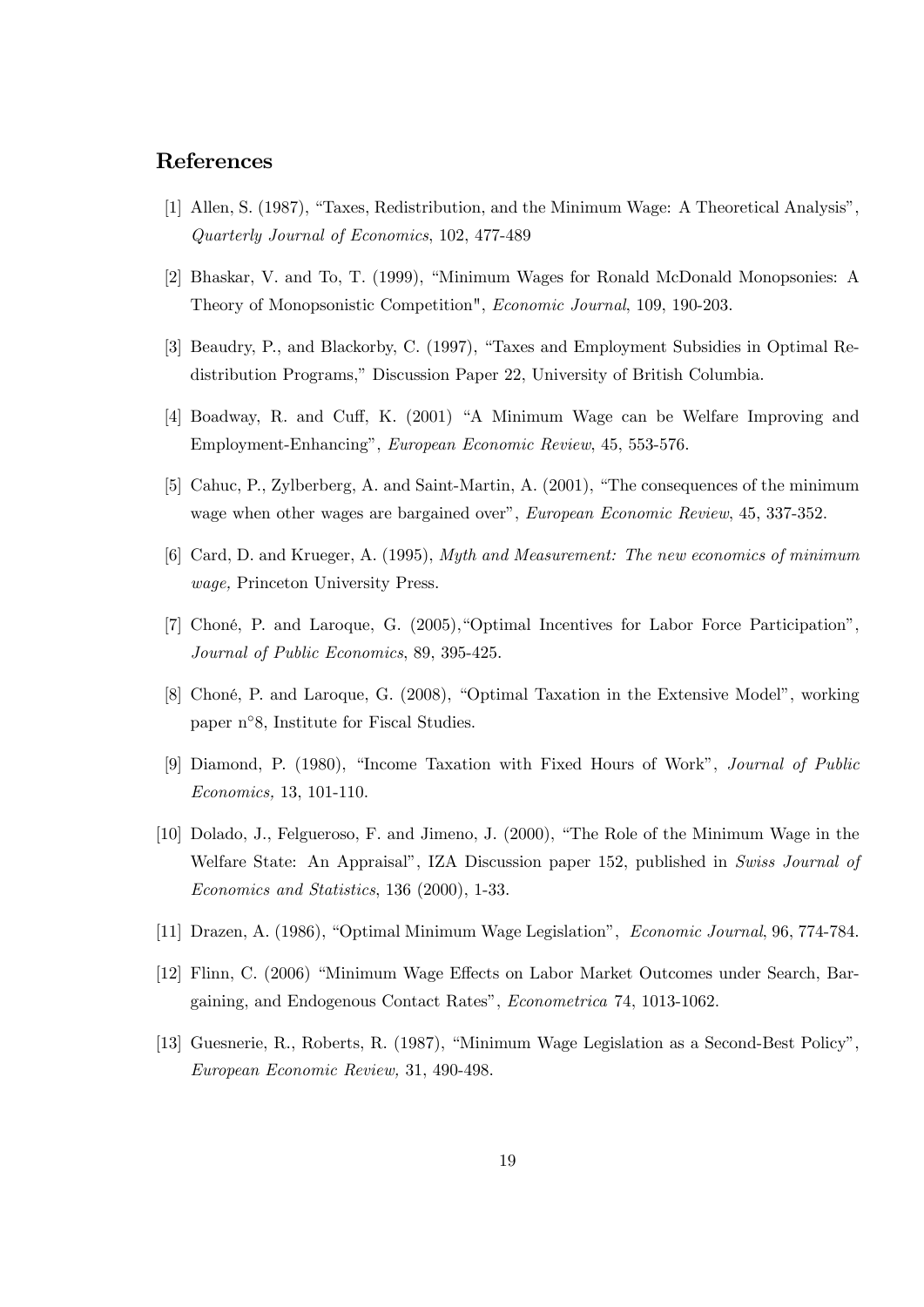## References

[1] Allen, S. (1987), "Taxes, Redistribution, and the Minimum Wage: A Theoretical Analysis", *Quarterly Journal of Economics*, 102, 477-489

[2] Bhaskar, V. and To, T. (1999), "Minimum Wages for Ronald McDonald Monopsonies: A Theory of Monopsonistic Competition", *Economic Journal*, 109, 190-203.

[3] Beaudry, P., and Blackorby, C. (1997), "Taxes and Employment Subsidies in Optimal Redistribution Programs," Discussion Paper 22, University of British Columbia.

[4] Boadway, R. and Cuff, K. (2001) "A Minimum Wage can be Welfare Improving and Employment-Enhancing", *European Economic Review*, 45, 553-576.

[5] Cahuc, P., Zylberberg, A. and Saint-Martin, A. (2001), "The consequences of the minimum wage when other wages are bargained over", *European Economic Review*, 45, 337-352.

[6] Card, D. and Krueger, A. (1995), *Myth and Measurement: The new economics of minimum wage,* Princeton University Press.

[7] Choné, P. and Laroque, G. (2005),"Optimal Incentives for Labor Force Participation", *Journal of Public Economics*, 89, 395-425.

[8] Choné, P. and Laroque, G. (2008), "Optimal Taxation in the Extensive Model", working paper n°8, Institute for Fiscal Studies.

[9] Diamond, P. (1980), "Income Taxation with Fixed Hours of Work", *Journal of Public Economics,* 13, 101-110.

[10] Dolado, J., Felgueroso, F. and Jimeno, J. (2000), "The Role of the Minimum Wage in the Welfare State: An Appraisal", IZA Discussion paper 152, published in *Swiss Journal of Economics and Statistics*, 136 (2000), 1-33.

[11] Drazen, A. (1986), "Optimal Minimum Wage Legislation", *Economic Journal*, 96, 774-784.

[12] Flinn, C. (2006) "Minimum Wage Effects on Labor Market Outcomes under Search, Bargaining, and Endogenous Contact Rates", *Econometrica* 74, 1013-1062.

[13] Guesnerie, R., Roberts, R. (1987), "Minimum Wage Legislation as a Second-Best Policy", *European Economic Review,* 31, 490-498.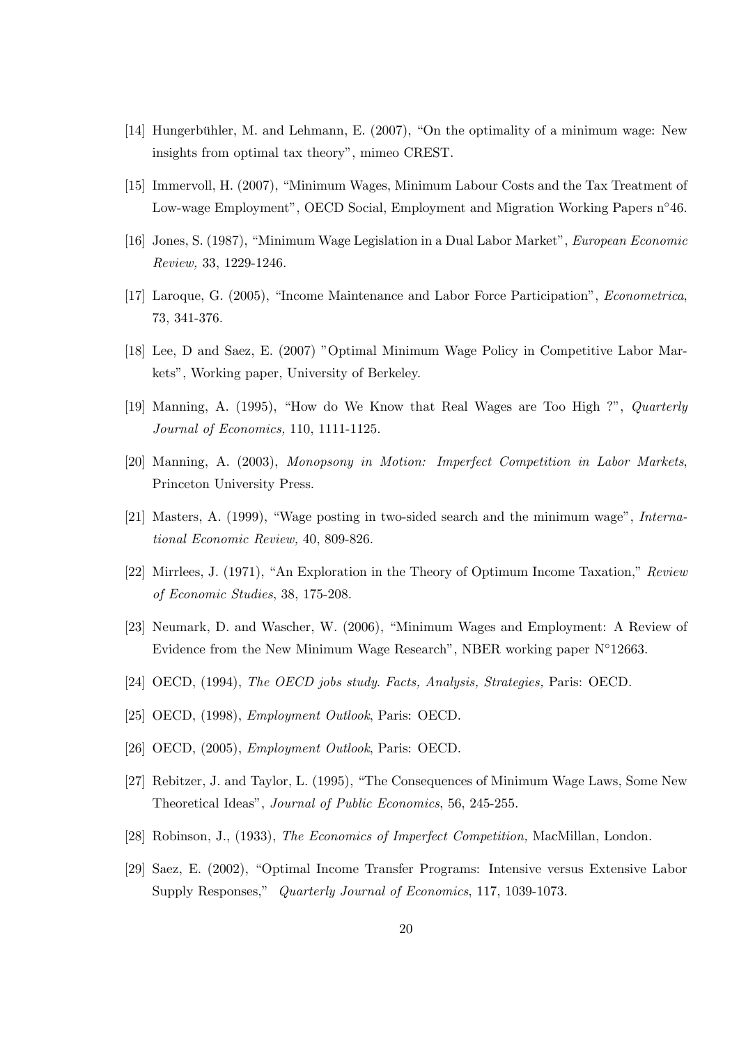[14] Hungerbühler, M. and Lehmann, E. (2007), "On the optimality of a minimum wage: New insights from optimal tax theory", mimeo CREST.

[15] Immervoll, H. (2007), "Minimum Wages, Minimum Labour Costs and the Tax Treatment of Low-wage Employment", OECD Social, Employment and Migration Working Papers n°46.

[16] Jones, S. (1987), "Minimum Wage Legislation in a Dual Labor Market", *European Economic Review,* 33, 1229-1246.

[17] Laroque, G. (2005), "Income Maintenance and Labor Force Participation", *Econometrica*, 73, 341-376.

[18] Lee, D and Saez, E. (2007) "Optimal Minimum Wage Policy in Competitive Labor Markets", Working paper, University of Berkeley.

[19] Manning, A. (1995), "How do We Know that Real Wages are Too High ?", *Quarterly Journal of Economics,* 110, 1111-1125.

[20] Manning, A. (2003), *Monopsony in Motion: Imperfect Competition in Labor Markets*, Princeton University Press.

[21] Masters, A. (1999), "Wage posting in two-sided search and the minimum wage", *International Economic Review,* 40, 809-826.

[22] Mirrlees, J. (1971), "An Exploration in the Theory of Optimum Income Taxation," *Review of Economic Studies*, 38, 175-208.

[23] Neumark, D. and Wascher, W. (2006), "Minimum Wages and Employment: A Review of Evidence from the New Minimum Wage Research", NBER working paper N°12663.

[24] OECD, (1994), *The OECD jobs study. Facts, Analysis, Strategies,* Paris: OECD.

[25] OECD, (1998), *Employment Outlook*, Paris: OECD.

[26] OECD, (2005), *Employment Outlook*, Paris: OECD.

[27] Rebitzer, J. and Taylor, L. (1995), "The Consequences of Minimum Wage Laws, Some New Theoretical Ideas", *Journal of Public Economics*, 56, 245-255.

[28] Robinson, J., (1933), *The Economics of Imperfect Competition,* MacMillan, London.

[29] Saez, E. (2002), "Optimal Income Transfer Programs: Intensive versus Extensive Labor Supply Responses," *Quarterly Journal of Economics*, 117, 1039-1073.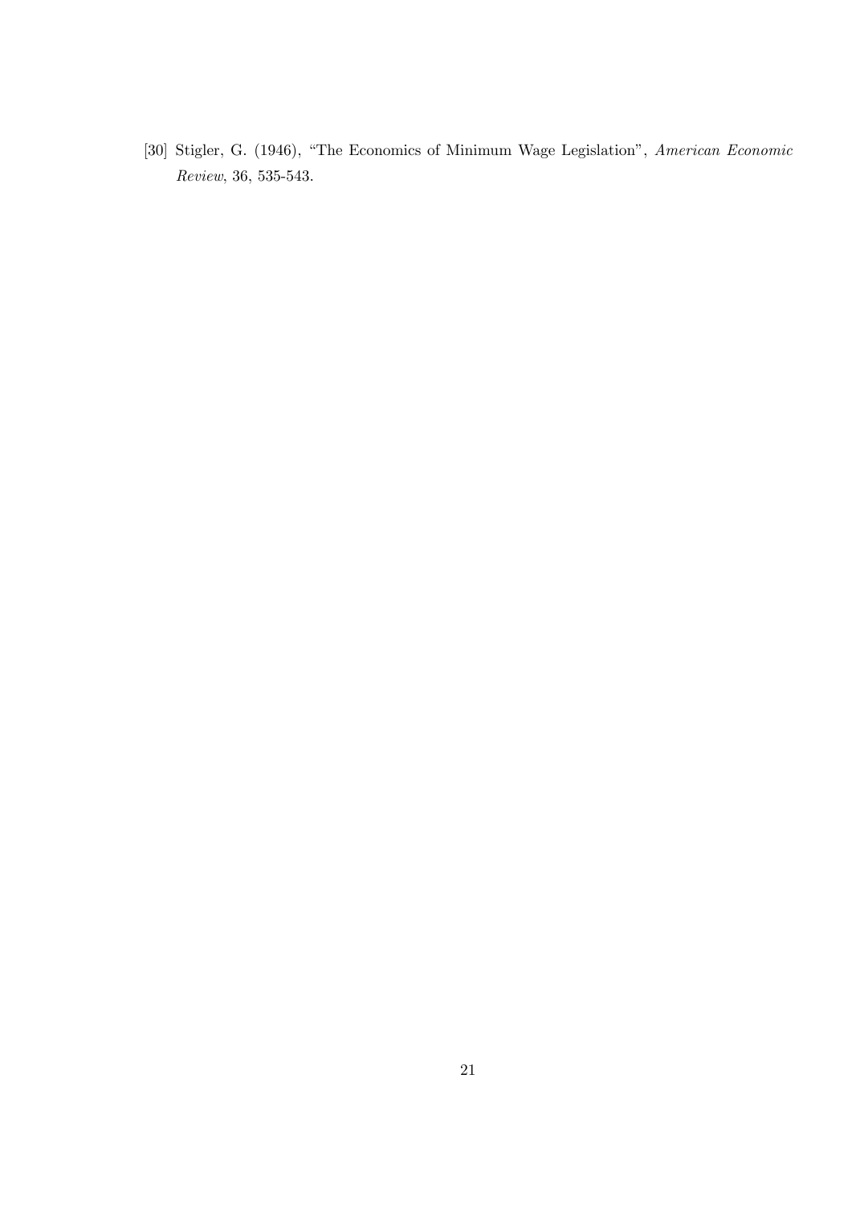[30] Stigler, G. (1946), "The Economics of Minimum Wage Legislation", *American Economic Review*, 36, 535-543.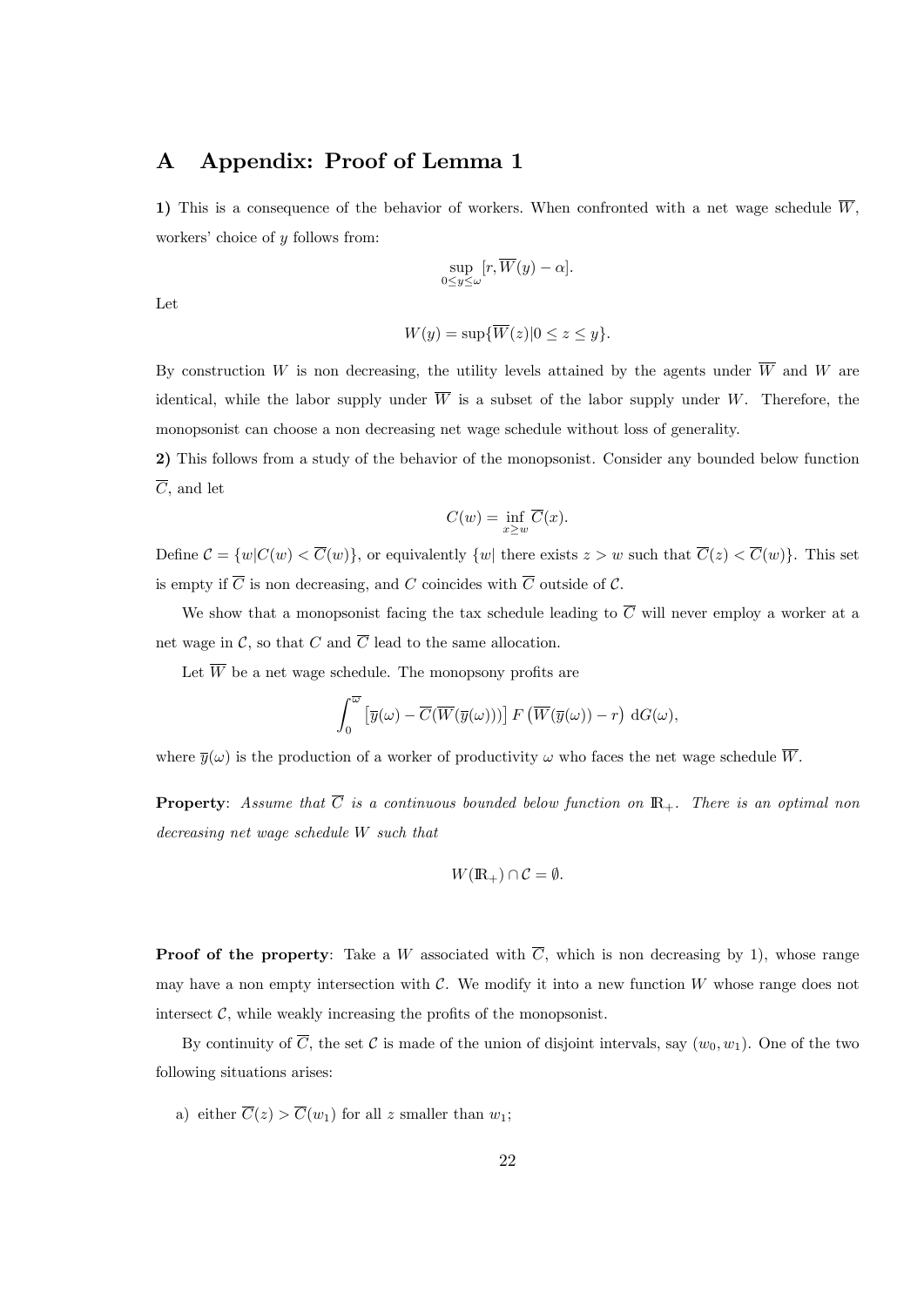# A Appendix: Proof of Lemma 1

**1)** This is a consequence of the behavior of workers. When confronted with a net wage schedule $\overline{W}$, workers' choice of $y$ follows from:

$$\sup_{0 \leq y \leq \omega} [r, \overline{W}(y) - \alpha].$$

Let

$$W(y) = \sup\{\overline{W}(z) | 0 \leq z \leq y\}.$$

By construction $W$ is non decreasing, the utility levels attained by the agents under $\overline{W}$ and $W$ are identical, while the labor supply under $\overline{W}$ is a subset of the labor supply under $W$. Therefore, the monopsonist can choose a non decreasing net wage schedule without loss of generality.

**2)** This follows from a study of the behavior of the monopsonist. Consider any bounded below function $\overline{C}$, and let

$$C(w) = \inf_{x \geq w} \overline{C}(x).$$

Define $\mathcal{C} = \{w | C(w) < \overline{C}(w)\}$, or equivalently $\{w|$ there exists $z > w$ such that $\overline{C}(z) < \overline{C}(w)\}$. This set is empty if $\overline{C}$ is non decreasing, and $C$ coincides with $\overline{C}$ outside of $\mathcal{C}$.

We show that a monopsonist facing the tax schedule leading to $\overline{C}$ will never employ a worker at a net wage in $\mathcal{C}$, so that $C$ and $\overline{C}$ lead to the same allocation.

Let $\overline{W}$ be a net wage schedule. The monopsony profits are

$$\int_0^{\overline{\omega}} \left[\overline{y}(\omega) - \overline{C}(\overline{W}(\overline{y}(\omega)))\right] F\left(\overline{W}(\overline{y}(\omega)) - r\right) \, \mathrm{d}G(\omega),$$

where $\overline{y}(\omega)$ is the production of a worker of productivity $\omega$ who faces the net wage schedule $\overline{W}$.

**Property**: *Assume that $\overline{C}$ is a continuous bounded below function on $\mathbb{R}_+$. There is an optimal non decreasing net wage schedule $W$ such that*

$$W(\mathbb{R}_+) \cap \mathcal{C} = \emptyset.$$

**Proof of the property**: Take a $W$ associated with $\overline{C}$, which is non decreasing by 1), whose range may have a non empty intersection with $\mathcal{C}$. We modify it into a new function $W$ whose range does not intersect $\mathcal{C}$, while weakly increasing the profits of the monopsonist.

By continuity of $\overline{C}$, the set $\mathcal{C}$ is made of the union of disjoint intervals, say $(w_0, w_1)$. One of the two following situations arises:

a) either $\overline{C}(z) > \overline{C}(w_1)$ for all $z$ smaller than $w_1$;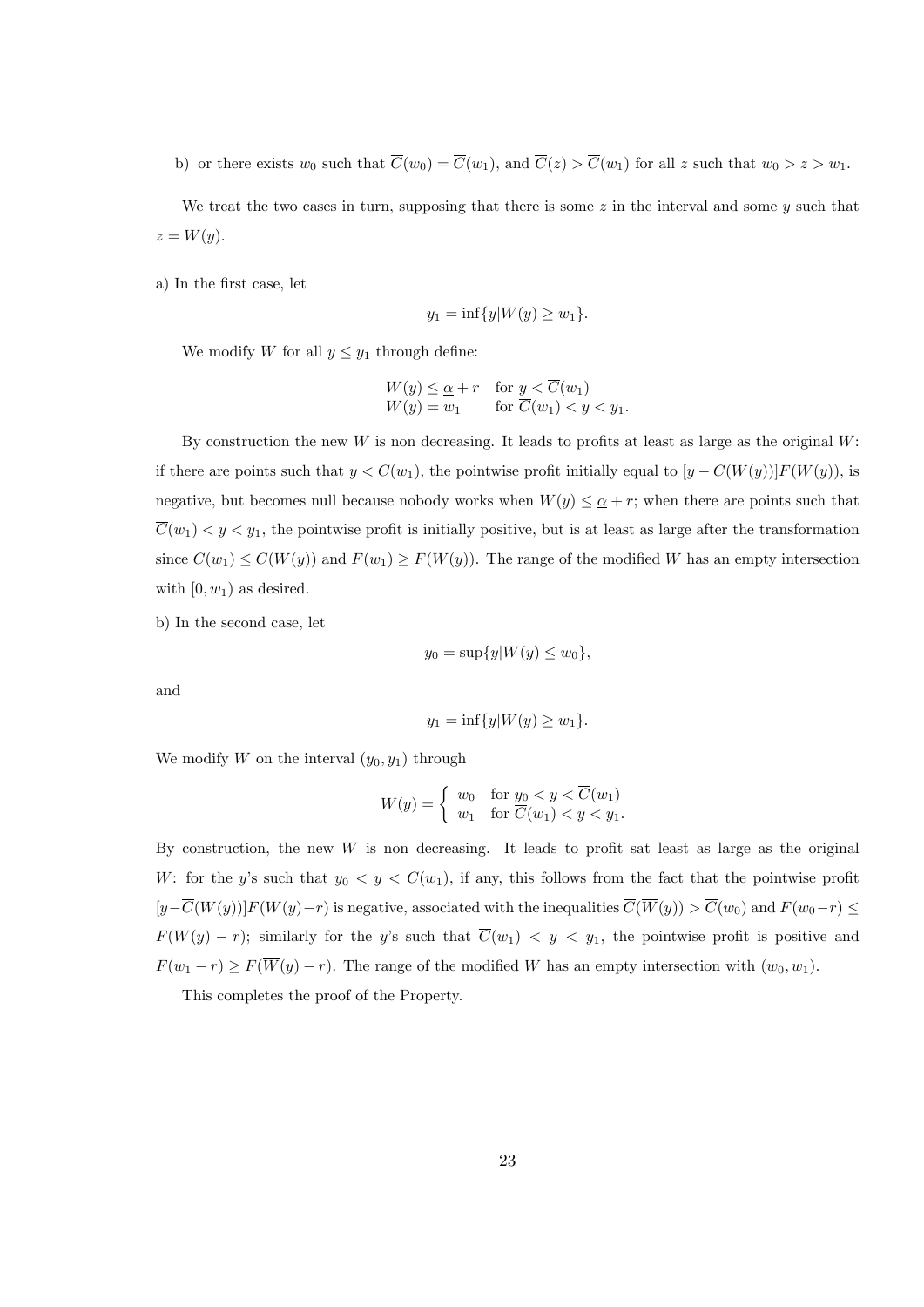b) or there exists $w_0$ such that $\overline{C}(w_0) = \overline{C}(w_1)$, and $\overline{C}(z) > \overline{C}(w_1)$ for all $z$ such that $w_0 > z > w_1$.

We treat the two cases in turn, supposing that there is some $z$ in the interval and some $y$ such that $z = W(y)$.

a) In the first case, let

$$y_1 = \inf\{y | W(y) \geq w_1\}.$$

We modify $W$ for all $y \leq y_1$ through define:

$$\begin{array}{ll} W(y) \leq \underline{\alpha} + r & \text{for } y < \overline{C}(w_1) \\ W(y) = w_1 & \text{for } \overline{C}(w_1) < y < y_1. \end{array}$$

By construction the new $W$ is non decreasing. It leads to profits at least as large as the original $W$: if there are points such that $y < \overline{C}(w_1)$, the pointwise profit initially equal to $[y - \overline{C}(W(y))]F(W(y))$, is negative, but becomes null because nobody works when $W(y) \leq \underline{\alpha} + r$; when there are points such that $\overline{C}(w_1) < y < y_1$, the pointwise profit is initially positive, but is at least as large after the transformation since $\overline{C}(w_1) \leq \overline{C}(\overline{W}(y))$ and $F(w_1) \geq F(\overline{W}(y))$. The range of the modified $W$ has an empty intersection with $[0, w_1)$ as desired.

b) In the second case, let

$$y_0 = \sup\{y | W(y) \leq w_0\},$$

and

$$y_1 = \inf\{y | W(y) \geq w_1\}.$$

We modify $W$ on the interval $(y_0, y_1)$ through

$$W(y) = \left\{ \begin{array}{ll} w_0 & \text{for } y_0 < y < \overline{C}(w_1) \\ w_1 & \text{for } \overline{C}(w_1) < y < y_1. \end{array} \right.$$

By construction, the new $W$ is non decreasing. It leads to profit sat least as large as the original $W$: for the $y$'s such that $y_0 < y < \overline{C}(w_1)$, if any, this follows from the fact that the pointwise profit $[y - \overline{C}(W(y))]F(W(y) - r)$ is negative, associated with the inequalities $\overline{C}(\overline{W}(y)) > \overline{C}(w_0)$ and $F(w_0 - r) \leq F(W(y) - r)$; similarly for the $y$'s such that $\overline{C}(w_1) < y < y_1$, the pointwise profit is positive and $F(w_1 - r) \geq F(\overline{W}(y) - r)$. The range of the modified $W$ has an empty intersection with $(w_0, w_1)$.

This completes the proof of the Property.